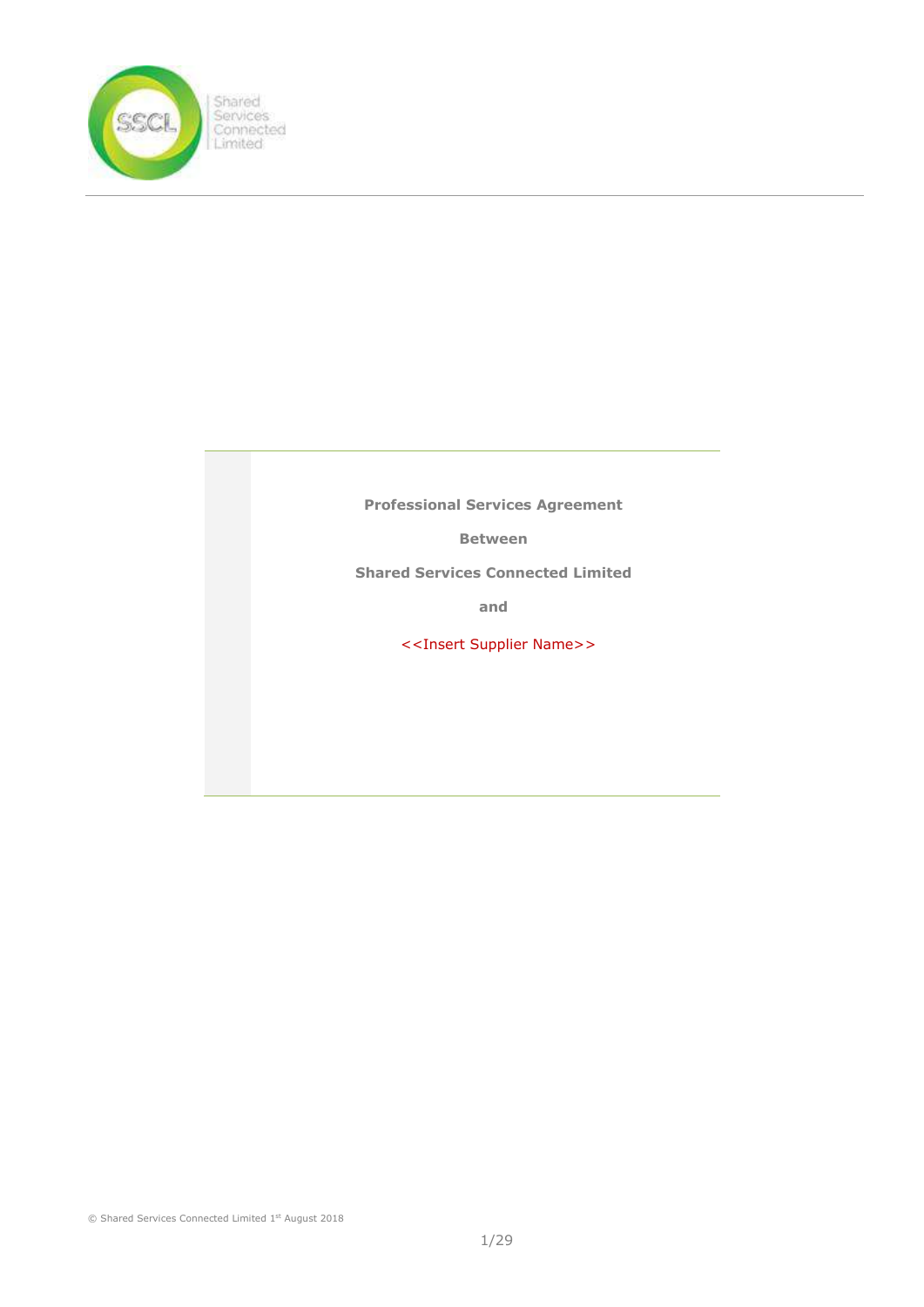**Professional Services Agreement**

**Between**

**Shared Services Connected Limited**

**and**

<<Insert Supplier Name>>

© Shared Services Connected Limited 1st August 2018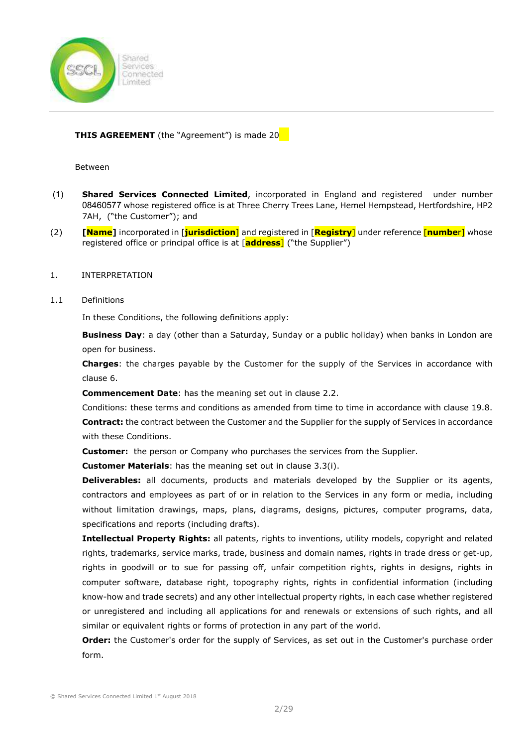**THIS AGREEMENT** (the "Agreement") is made 20

Between

(1) **Shared Services Connected Limited**, incorporated in England and registered under number 08460577 whose registered office is at Three Cherry Trees Lane, Hemel Hempstead, Hertfordshire, HP2 7AH, ("the Customer"); and

(2) **[Name]** incorporated in [**jurisdiction**] and registered in [**Registry**] under reference [**number**] whose registered office or principal office is at [**address**] ("the Supplier")

1. INTERPRETATION

1.1 Definitions

In these Conditions, the following definitions apply:

**Business Day**: a day (other than a Saturday, Sunday or a public holiday) when banks in London are open for business.

**Charges**: the charges payable by the Customer for the supply of the Services in accordance with clause 6.

**Commencement Date**: has the meaning set out in clause 2.2.

Conditions: these terms and conditions as amended from time to time in accordance with clause 19.8.

**Contract:** the contract between the Customer and the Supplier for the supply of Services in accordance with these Conditions.

**Customer:** the person or Company who purchases the services from the Supplier.

**Customer Materials**: has the meaning set out in clause 3.3(i).

**Deliverables:** all documents, products and materials developed by the Supplier or its agents, contractors and employees as part of or in relation to the Services in any form or media, including without limitation drawings, maps, plans, diagrams, designs, pictures, computer programs, data, specifications and reports (including drafts).

**Intellectual Property Rights:** all patents, rights to inventions, utility models, copyright and related rights, trademarks, service marks, trade, business and domain names, rights in trade dress or get-up, rights in goodwill or to sue for passing off, unfair competition rights, rights in designs, rights in computer software, database right, topography rights, rights in confidential information (including know-how and trade secrets) and any other intellectual property rights, in each case whether registered or unregistered and including all applications for and renewals or extensions of such rights, and all similar or equivalent rights or forms of protection in any part of the world.

**Order:** the Customer's order for the supply of Services, as set out in the Customer's purchase order form.

© Shared Services Connected Limited 1st August 2018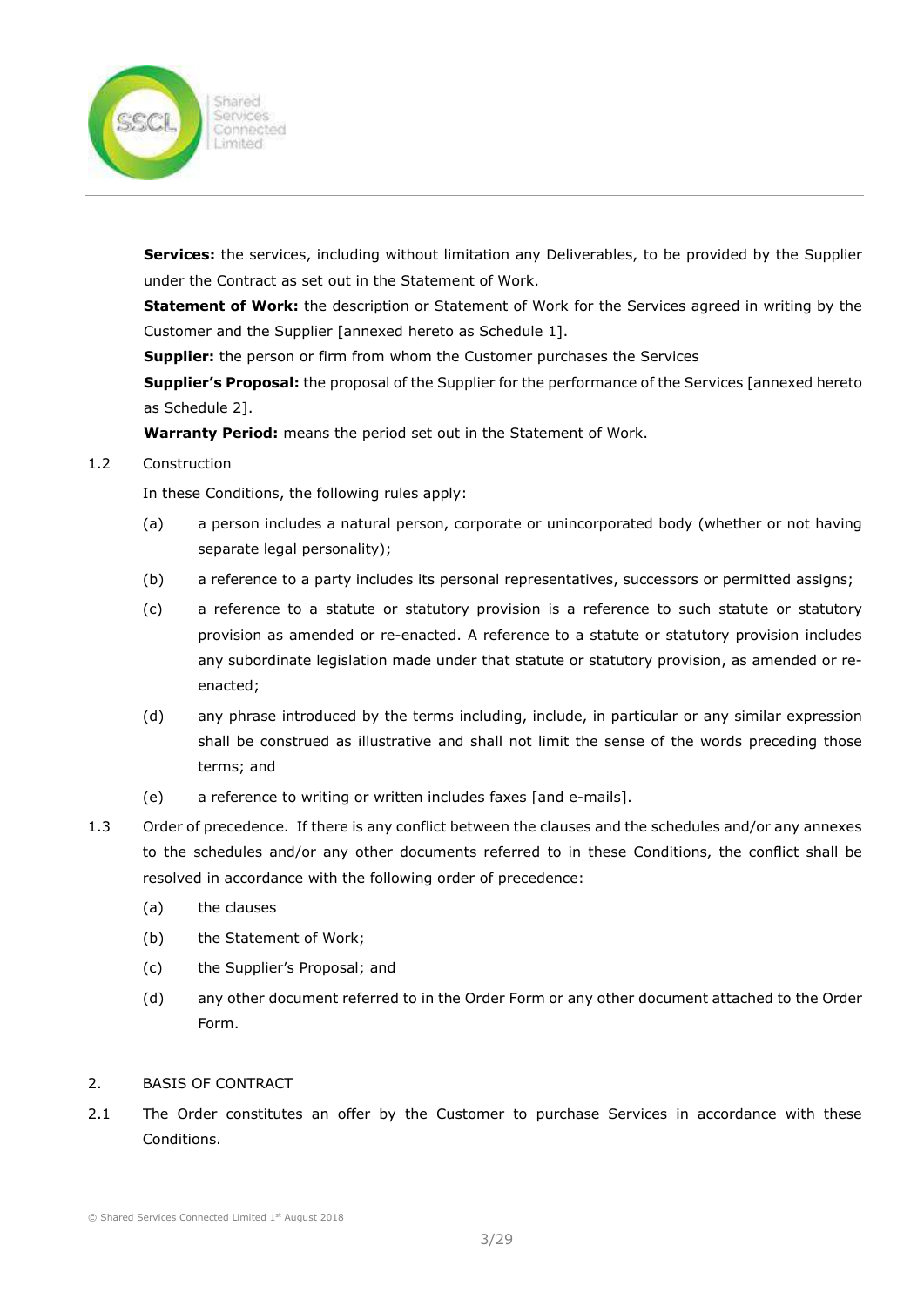**Services:** the services, including without limitation any Deliverables, to be provided by the Supplier under the Contract as set out in the Statement of Work.

**Statement of Work:** the description or Statement of Work for the Services agreed in writing by the Customer and the Supplier [annexed hereto as Schedule 1].

**Supplier:** the person or firm from whom the Customer purchases the Services

**Supplier's Proposal:** the proposal of the Supplier for the performance of the Services [annexed hereto as Schedule 2].

**Warranty Period:** means the period set out in the Statement of Work.

1.2 Construction

In these Conditions, the following rules apply:

(a) a person includes a natural person, corporate or unincorporated body (whether or not having separate legal personality);

(b) a reference to a party includes its personal representatives, successors or permitted assigns;

(c) a reference to a statute or statutory provision is a reference to such statute or statutory provision as amended or re-enacted. A reference to a statute or statutory provision includes any subordinate legislation made under that statute or statutory provision, as amended or re-enacted;

(d) any phrase introduced by the terms including, include, in particular or any similar expression shall be construed as illustrative and shall not limit the sense of the words preceding those terms; and

(e) a reference to writing or written includes faxes [and e-mails].

1.3 Order of precedence. If there is any conflict between the clauses and the schedules and/or any annexes to the schedules and/or any other documents referred to in these Conditions, the conflict shall be resolved in accordance with the following order of precedence:

(a) the clauses

(b) the Statement of Work;

(c) the Supplier's Proposal; and

(d) any other document referred to in the Order Form or any other document attached to the Order Form.

2. BASIS OF CONTRACT

2.1 The Order constitutes an offer by the Customer to purchase Services in accordance with these Conditions.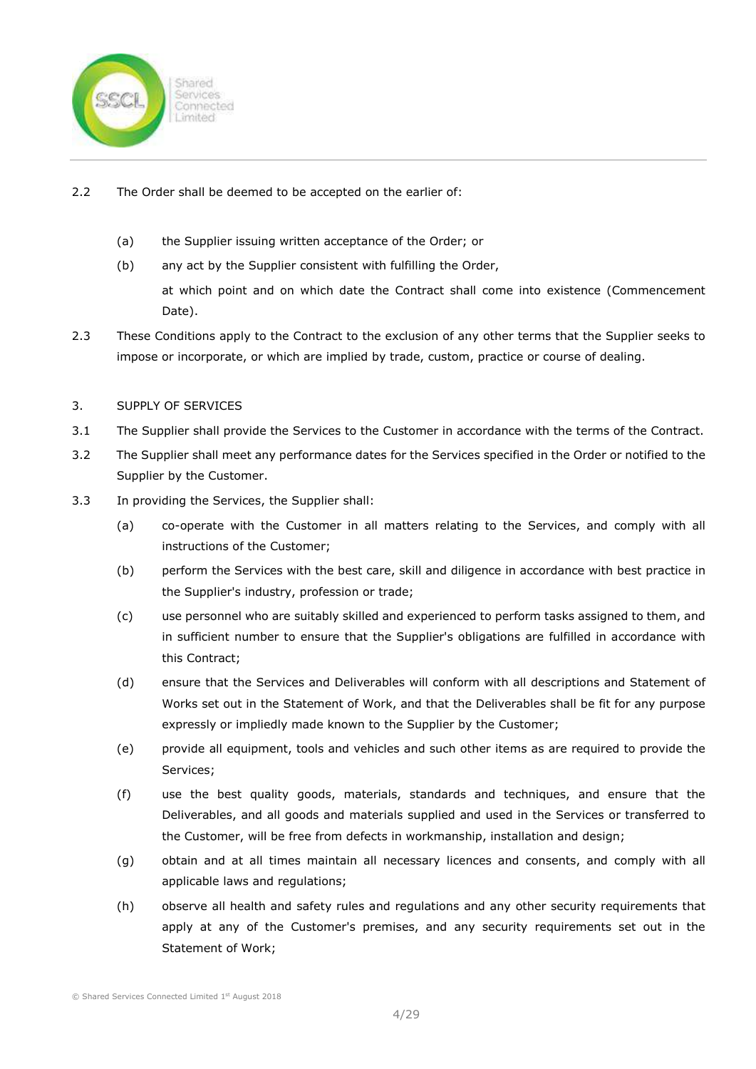2.2 The Order shall be deemed to be accepted on the earlier of:

(a) the Supplier issuing written acceptance of the Order; or

(b) any act by the Supplier consistent with fulfilling the Order,

at which point and on which date the Contract shall come into existence (Commencement Date).

2.3 These Conditions apply to the Contract to the exclusion of any other terms that the Supplier seeks to impose or incorporate, or which are implied by trade, custom, practice or course of dealing.

3. SUPPLY OF SERVICES

3.1 The Supplier shall provide the Services to the Customer in accordance with the terms of the Contract.

3.2 The Supplier shall meet any performance dates for the Services specified in the Order or notified to the Supplier by the Customer.

3.3 In providing the Services, the Supplier shall:

(a) co-operate with the Customer in all matters relating to the Services, and comply with all instructions of the Customer;

(b) perform the Services with the best care, skill and diligence in accordance with best practice in the Supplier's industry, profession or trade;

(c) use personnel who are suitably skilled and experienced to perform tasks assigned to them, and in sufficient number to ensure that the Supplier's obligations are fulfilled in accordance with this Contract;

(d) ensure that the Services and Deliverables will conform with all descriptions and Statement of Works set out in the Statement of Work, and that the Deliverables shall be fit for any purpose expressly or impliedly made known to the Supplier by the Customer;

(e) provide all equipment, tools and vehicles and such other items as are required to provide the Services;

(f) use the best quality goods, materials, standards and techniques, and ensure that the Deliverables, and all goods and materials supplied and used in the Services or transferred to the Customer, will be free from defects in workmanship, installation and design;

(g) obtain and at all times maintain all necessary licences and consents, and comply with all applicable laws and regulations;

(h) observe all health and safety rules and regulations and any other security requirements that apply at any of the Customer's premises, and any security requirements set out in the Statement of Work;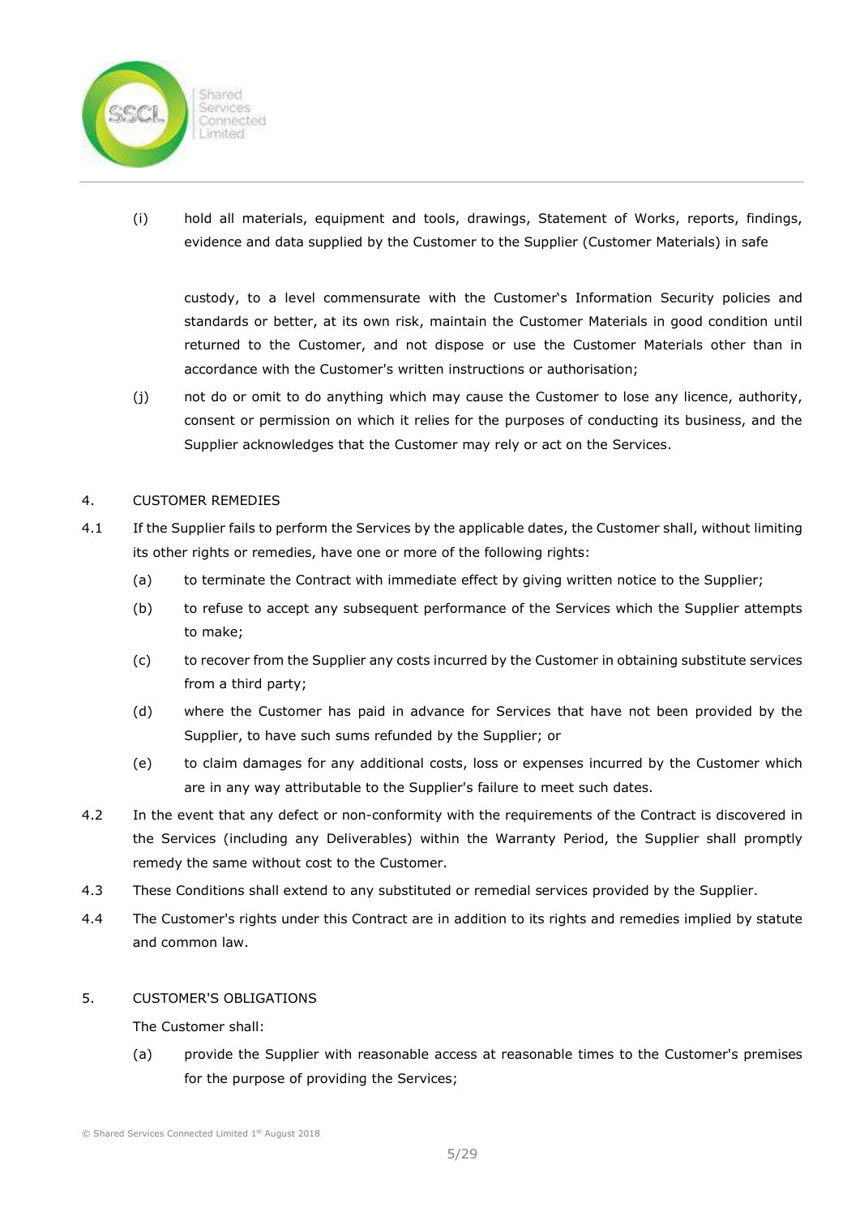(i) hold all materials, equipment and tools, drawings, Statement of Works, reports, findings, evidence and data supplied by the Customer to the Supplier (Customer Materials) in safe custody, to a level commensurate with the Customer's Information Security policies and standards or better, at its own risk, maintain the Customer Materials in good condition until returned to the Customer, and not dispose or use the Customer Materials other than in accordance with the Customer's written instructions or authorisation;

(j) not do or omit to do anything which may cause the Customer to lose any licence, authority, consent or permission on which it relies for the purposes of conducting its business, and the Supplier acknowledges that the Customer may rely or act on the Services.

## 4. CUSTOMER REMEDIES

4.1 If the Supplier fails to perform the Services by the applicable dates, the Customer shall, without limiting its other rights or remedies, have one or more of the following rights:

(a) to terminate the Contract with immediate effect by giving written notice to the Supplier;

(b) to refuse to accept any subsequent performance of the Services which the Supplier attempts to make;

(c) to recover from the Supplier any costs incurred by the Customer in obtaining substitute services from a third party;

(d) where the Customer has paid in advance for Services that have not been provided by the Supplier, to have such sums refunded by the Supplier; or

(e) to claim damages for any additional costs, loss or expenses incurred by the Customer which are in any way attributable to the Supplier's failure to meet such dates.

4.2 In the event that any defect or non-conformity with the requirements of the Contract is discovered in the Services (including any Deliverables) within the Warranty Period, the Supplier shall promptly remedy the same without cost to the Customer.

4.3 These Conditions shall extend to any substituted or remedial services provided by the Supplier.

4.4 The Customer's rights under this Contract are in addition to its rights and remedies implied by statute and common law.

## 5. CUSTOMER'S OBLIGATIONS

The Customer shall:

(a) provide the Supplier with reasonable access at reasonable times to the Customer's premises for the purpose of providing the Services;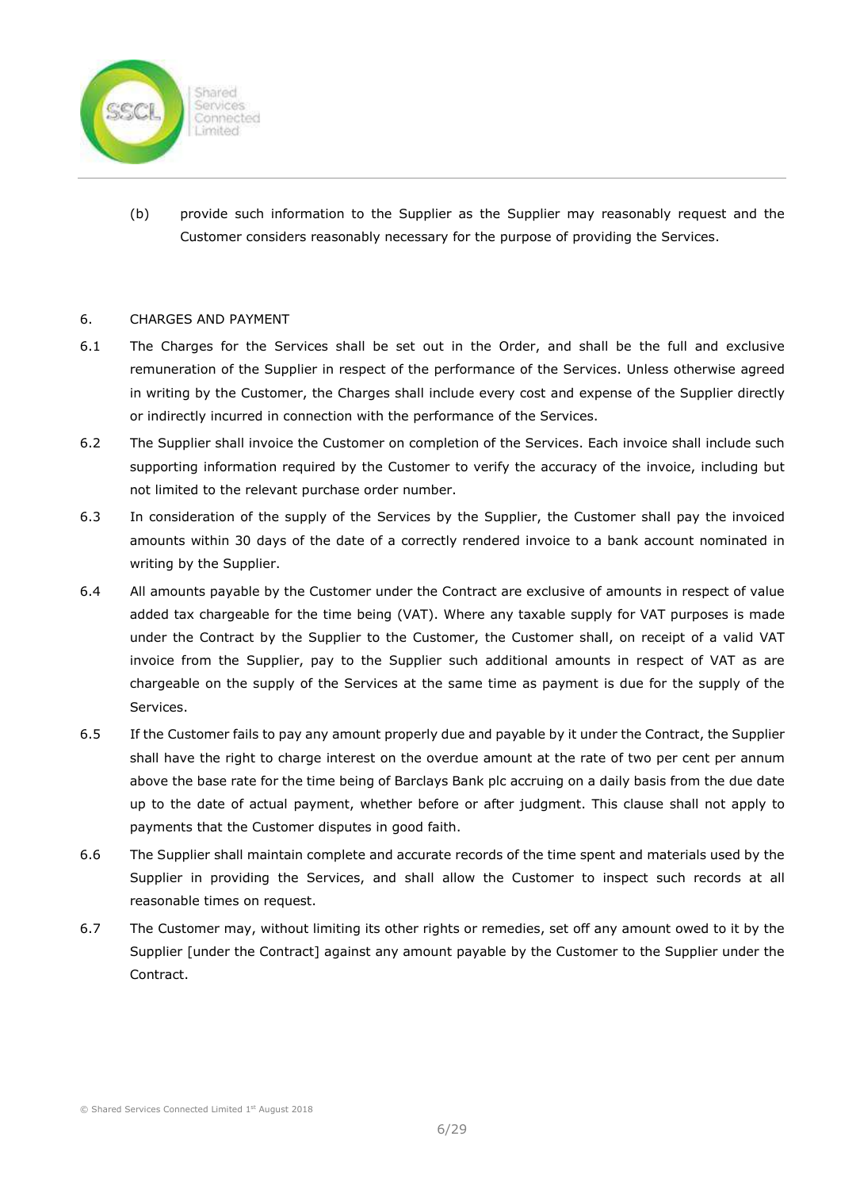(b) provide such information to the Supplier as the Supplier may reasonably request and the Customer considers reasonably necessary for the purpose of providing the Services.

6. CHARGES AND PAYMENT

6.1 The Charges for the Services shall be set out in the Order, and shall be the full and exclusive remuneration of the Supplier in respect of the performance of the Services. Unless otherwise agreed in writing by the Customer, the Charges shall include every cost and expense of the Supplier directly or indirectly incurred in connection with the performance of the Services.

6.2 The Supplier shall invoice the Customer on completion of the Services. Each invoice shall include such supporting information required by the Customer to verify the accuracy of the invoice, including but not limited to the relevant purchase order number.

6.3 In consideration of the supply of the Services by the Supplier, the Customer shall pay the invoiced amounts within 30 days of the date of a correctly rendered invoice to a bank account nominated in writing by the Supplier.

6.4 All amounts payable by the Customer under the Contract are exclusive of amounts in respect of value added tax chargeable for the time being (VAT). Where any taxable supply for VAT purposes is made under the Contract by the Supplier to the Customer, the Customer shall, on receipt of a valid VAT invoice from the Supplier, pay to the Supplier such additional amounts in respect of VAT as are chargeable on the supply of the Services at the same time as payment is due for the supply of the Services.

6.5 If the Customer fails to pay any amount properly due and payable by it under the Contract, the Supplier shall have the right to charge interest on the overdue amount at the rate of two per cent per annum above the base rate for the time being of Barclays Bank plc accruing on a daily basis from the due date up to the date of actual payment, whether before or after judgment. This clause shall not apply to payments that the Customer disputes in good faith.

6.6 The Supplier shall maintain complete and accurate records of the time spent and materials used by the Supplier in providing the Services, and shall allow the Customer to inspect such records at all reasonable times on request.

6.7 The Customer may, without limiting its other rights or remedies, set off any amount owed to it by the Supplier [under the Contract] against any amount payable by the Customer to the Supplier under the Contract.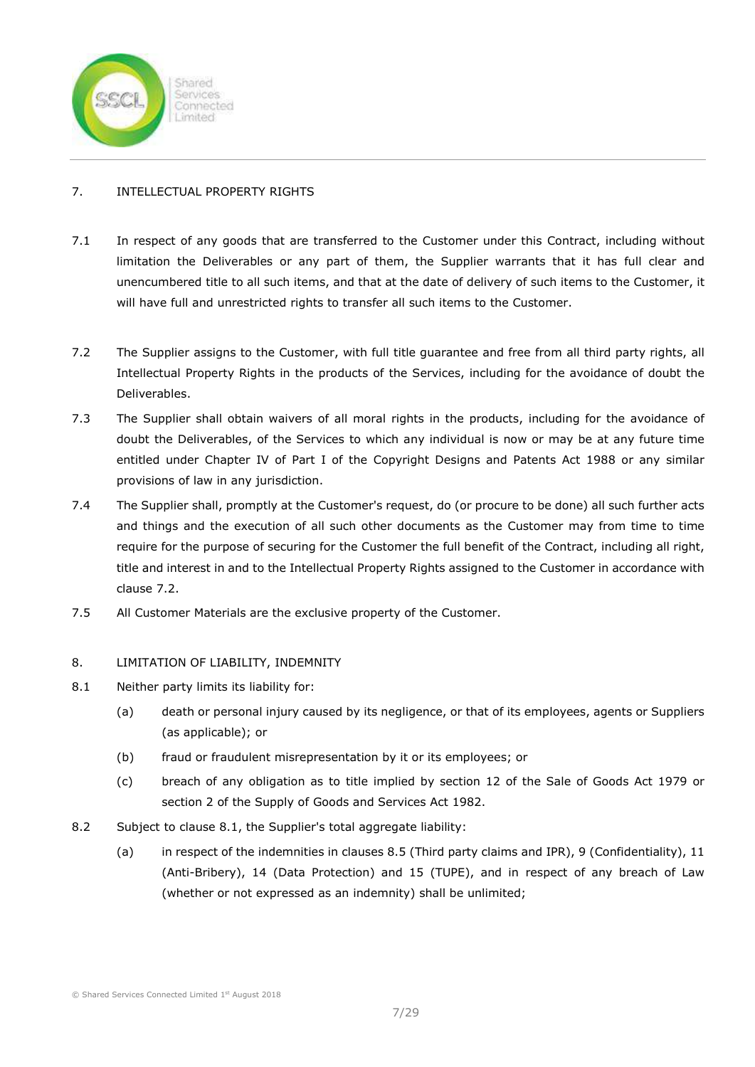## 7. INTELLECTUAL PROPERTY RIGHTS

7.1 In respect of any goods that are transferred to the Customer under this Contract, including without limitation the Deliverables or any part of them, the Supplier warrants that it has full clear and unencumbered title to all such items, and that at the date of delivery of such items to the Customer, it will have full and unrestricted rights to transfer all such items to the Customer.

7.2 The Supplier assigns to the Customer, with full title guarantee and free from all third party rights, all Intellectual Property Rights in the products of the Services, including for the avoidance of doubt the Deliverables.

7.3 The Supplier shall obtain waivers of all moral rights in the products, including for the avoidance of doubt the Deliverables, of the Services to which any individual is now or may be at any future time entitled under Chapter IV of Part I of the Copyright Designs and Patents Act 1988 or any similar provisions of law in any jurisdiction.

7.4 The Supplier shall, promptly at the Customer's request, do (or procure to be done) all such further acts and things and the execution of all such other documents as the Customer may from time to time require for the purpose of securing for the Customer the full benefit of the Contract, including all right, title and interest in and to the Intellectual Property Rights assigned to the Customer in accordance with clause 7.2.

7.5 All Customer Materials are the exclusive property of the Customer.

## 8. LIMITATION OF LIABILITY, INDEMNITY

8.1 Neither party limits its liability for:

(a) death or personal injury caused by its negligence, or that of its employees, agents or Suppliers (as applicable); or

(b) fraud or fraudulent misrepresentation by it or its employees; or

(c) breach of any obligation as to title implied by section 12 of the Sale of Goods Act 1979 or section 2 of the Supply of Goods and Services Act 1982.

8.2 Subject to clause 8.1, the Supplier's total aggregate liability:

(a) in respect of the indemnities in clauses 8.5 (Third party claims and IPR), 9 (Confidentiality), 11 (Anti-Bribery), 14 (Data Protection) and 15 (TUPE), and in respect of any breach of Law (whether or not expressed as an indemnity) shall be unlimited;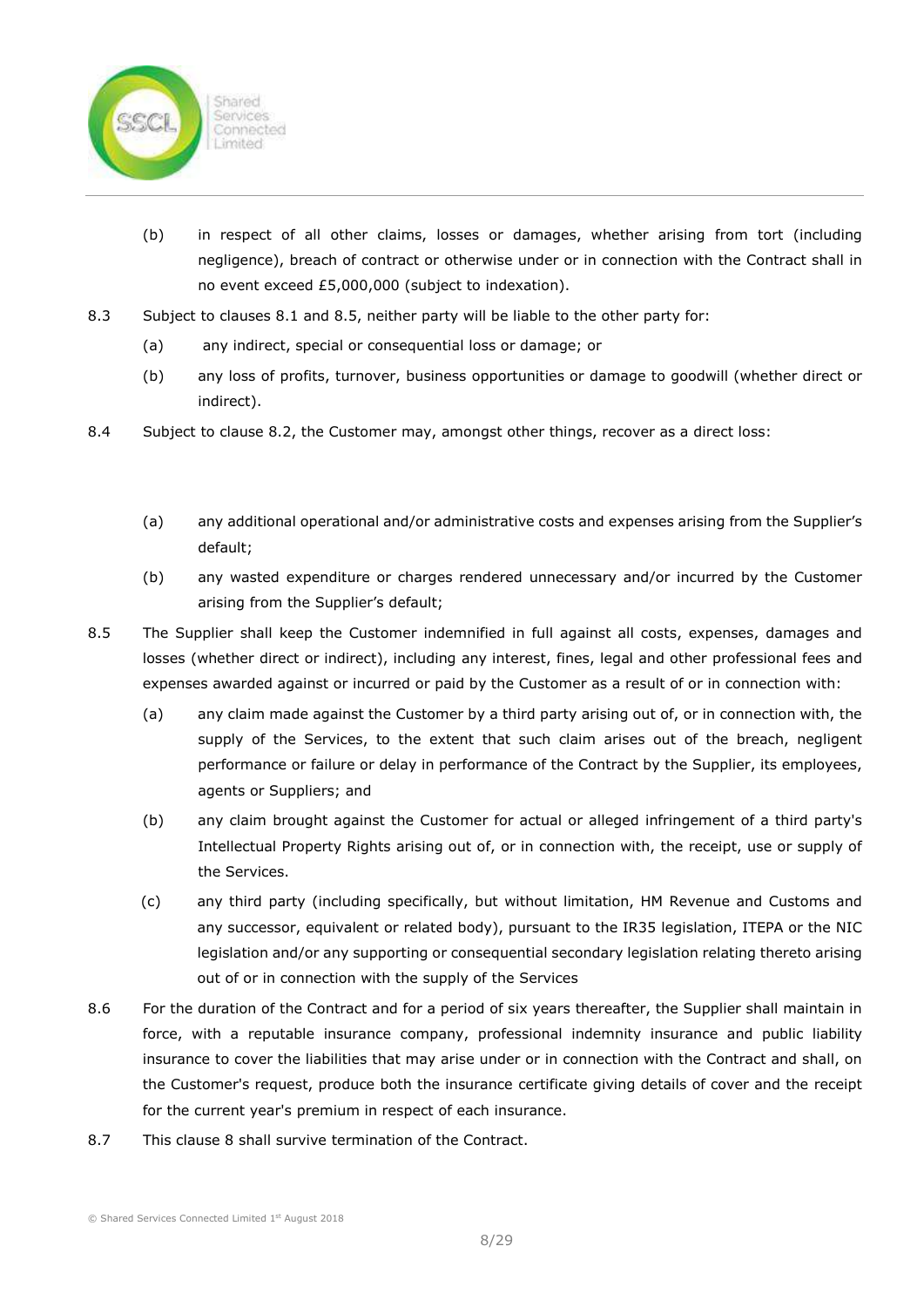(b) in respect of all other claims, losses or damages, whether arising from tort (including negligence), breach of contract or otherwise under or in connection with the Contract shall in no event exceed £5,000,000 (subject to indexation).

8.3 Subject to clauses 8.1 and 8.5, neither party will be liable to the other party for:

(a) any indirect, special or consequential loss or damage; or

(b) any loss of profits, turnover, business opportunities or damage to goodwill (whether direct or indirect).

8.4 Subject to clause 8.2, the Customer may, amongst other things, recover as a direct loss:

(a) any additional operational and/or administrative costs and expenses arising from the Supplier's default;

(b) any wasted expenditure or charges rendered unnecessary and/or incurred by the Customer arising from the Supplier's default;

8.5 The Supplier shall keep the Customer indemnified in full against all costs, expenses, damages and losses (whether direct or indirect), including any interest, fines, legal and other professional fees and expenses awarded against or incurred or paid by the Customer as a result of or in connection with:

(a) any claim made against the Customer by a third party arising out of, or in connection with, the supply of the Services, to the extent that such claim arises out of the breach, negligent performance or failure or delay in performance of the Contract by the Supplier, its employees, agents or Suppliers; and

(b) any claim brought against the Customer for actual or alleged infringement of a third party's Intellectual Property Rights arising out of, or in connection with, the receipt, use or supply of the Services.

(c) any third party (including specifically, but without limitation, HM Revenue and Customs and any successor, equivalent or related body), pursuant to the IR35 legislation, ITEPA or the NIC legislation and/or any supporting or consequential secondary legislation relating thereto arising out of or in connection with the supply of the Services

8.6 For the duration of the Contract and for a period of six years thereafter, the Supplier shall maintain in force, with a reputable insurance company, professional indemnity insurance and public liability insurance to cover the liabilities that may arise under or in connection with the Contract and shall, on the Customer's request, produce both the insurance certificate giving details of cover and the receipt for the current year's premium in respect of each insurance.

8.7 This clause 8 shall survive termination of the Contract.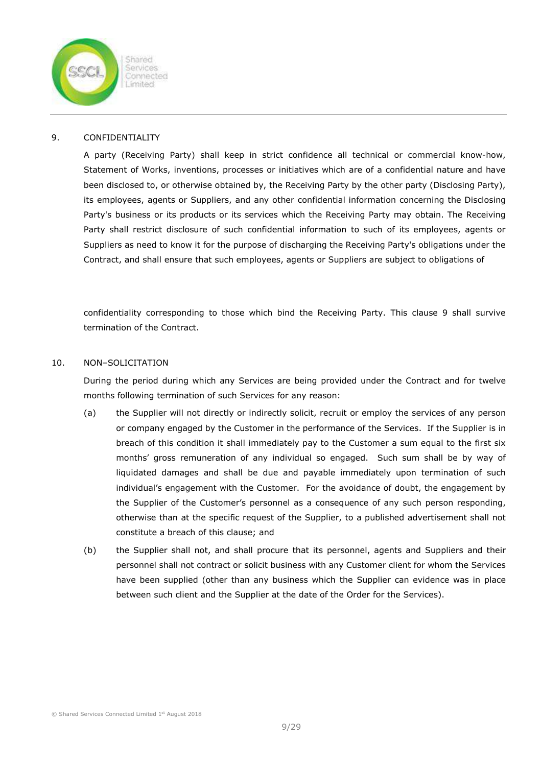## 9. CONFIDENTIALITY

A party (Receiving Party) shall keep in strict confidence all technical or commercial know-how, Statement of Works, inventions, processes or initiatives which are of a confidential nature and have been disclosed to, or otherwise obtained by, the Receiving Party by the other party (Disclosing Party), its employees, agents or Suppliers, and any other confidential information concerning the Disclosing Party's business or its products or its services which the Receiving Party may obtain. The Receiving Party shall restrict disclosure of such confidential information to such of its employees, agents or Suppliers as need to know it for the purpose of discharging the Receiving Party's obligations under the Contract, and shall ensure that such employees, agents or Suppliers are subject to obligations of confidentiality corresponding to those which bind the Receiving Party. This clause 9 shall survive termination of the Contract.

## 10. NON–SOLICITATION

During the period during which any Services are being provided under the Contract and for twelve months following termination of such Services for any reason:

(a) the Supplier will not directly or indirectly solicit, recruit or employ the services of any person or company engaged by the Customer in the performance of the Services. If the Supplier is in breach of this condition it shall immediately pay to the Customer a sum equal to the first six months' gross remuneration of any individual so engaged. Such sum shall be by way of liquidated damages and shall be due and payable immediately upon termination of such individual's engagement with the Customer. For the avoidance of doubt, the engagement by the Supplier of the Customer's personnel as a consequence of any such person responding, otherwise than at the specific request of the Supplier, to a published advertisement shall not constitute a breach of this clause; and

(b) the Supplier shall not, and shall procure that its personnel, agents and Suppliers and their personnel shall not contract or solicit business with any Customer client for whom the Services have been supplied (other than any business which the Supplier can evidence was in place between such client and the Supplier at the date of the Order for the Services).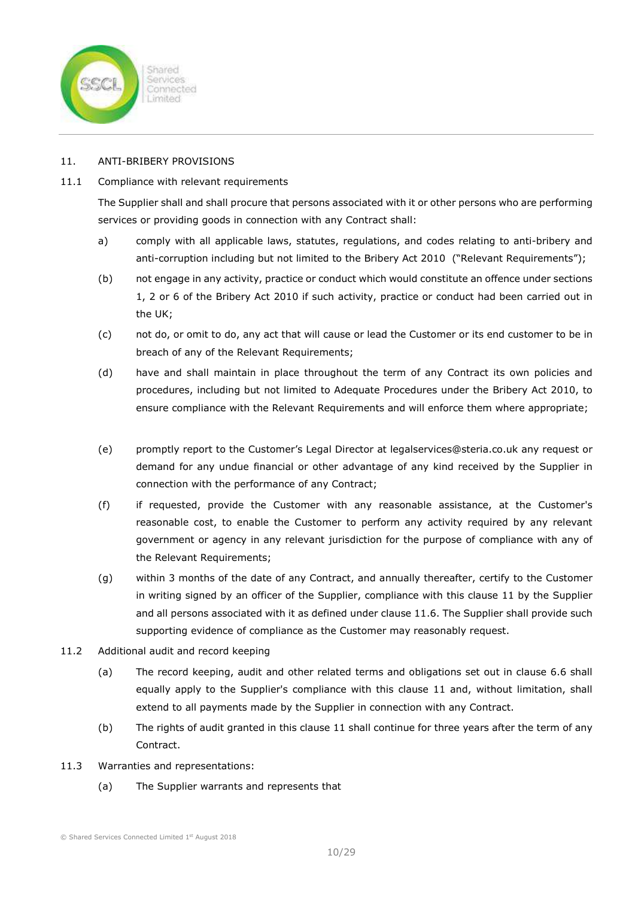## 11. ANTI-BRIBERY PROVISIONS

### 11.1 Compliance with relevant requirements

The Supplier shall and shall procure that persons associated with it or other persons who are performing services or providing goods in connection with any Contract shall:

a) comply with all applicable laws, statutes, regulations, and codes relating to anti-bribery and anti-corruption including but not limited to the Bribery Act 2010 ("Relevant Requirements");

(b) not engage in any activity, practice or conduct which would constitute an offence under sections 1, 2 or 6 of the Bribery Act 2010 if such activity, practice or conduct had been carried out in the UK;

(c) not do, or omit to do, any act that will cause or lead the Customer or its end customer to be in breach of any of the Relevant Requirements;

(d) have and shall maintain in place throughout the term of any Contract its own policies and procedures, including but not limited to Adequate Procedures under the Bribery Act 2010, to ensure compliance with the Relevant Requirements and will enforce them where appropriate;

(e) promptly report to the Customer's Legal Director at legalservices@steria.co.uk any request or demand for any undue financial or other advantage of any kind received by the Supplier in connection with the performance of any Contract;

(f) if requested, provide the Customer with any reasonable assistance, at the Customer's reasonable cost, to enable the Customer to perform any activity required by any relevant government or agency in any relevant jurisdiction for the purpose of compliance with any of the Relevant Requirements;

(g) within 3 months of the date of any Contract, and annually thereafter, certify to the Customer in writing signed by an officer of the Supplier, compliance with this clause 11 by the Supplier and all persons associated with it as defined under clause 11.6. The Supplier shall provide such supporting evidence of compliance as the Customer may reasonably request.

### 11.2 Additional audit and record keeping

(a) The record keeping, audit and other related terms and obligations set out in clause 6.6 shall equally apply to the Supplier's compliance with this clause 11 and, without limitation, shall extend to all payments made by the Supplier in connection with any Contract.

(b) The rights of audit granted in this clause 11 shall continue for three years after the term of any Contract.

### 11.3 Warranties and representations:

(a) The Supplier warrants and represents that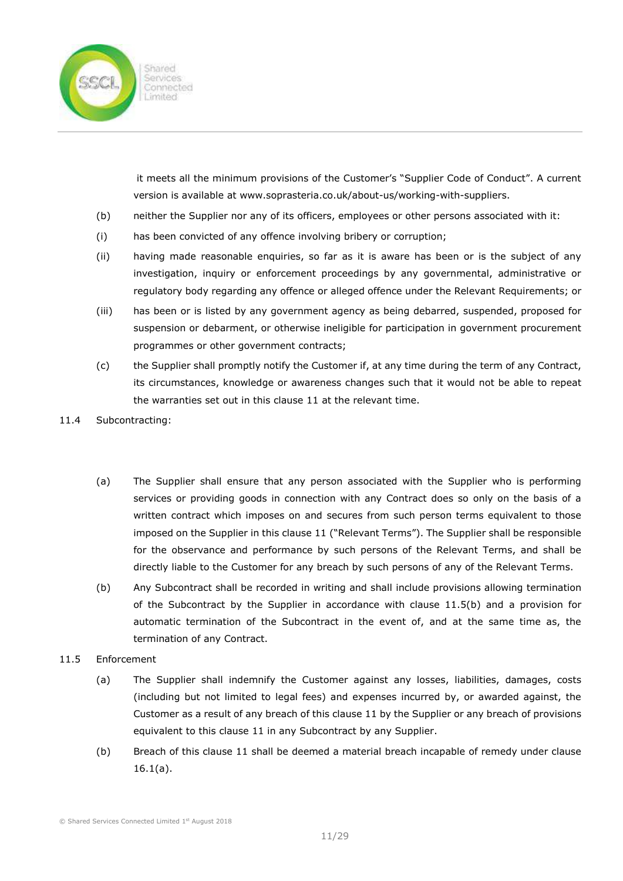it meets all the minimum provisions of the Customer's "Supplier Code of Conduct". A current version is available at www.soprasteria.co.uk/about-us/working-with-suppliers.

(b) neither the Supplier nor any of its officers, employees or other persons associated with it:

(i) has been convicted of any offence involving bribery or corruption;

(ii) having made reasonable enquiries, so far as it is aware has been or is the subject of any investigation, inquiry or enforcement proceedings by any governmental, administrative or regulatory body regarding any offence or alleged offence under the Relevant Requirements; or

(iii) has been or is listed by any government agency as being debarred, suspended, proposed for suspension or debarment, or otherwise ineligible for participation in government procurement programmes or other government contracts;

(c) the Supplier shall promptly notify the Customer if, at any time during the term of any Contract, its circumstances, knowledge or awareness changes such that it would not be able to repeat the warranties set out in this clause 11 at the relevant time.

11.4 Subcontracting:

(a) The Supplier shall ensure that any person associated with the Supplier who is performing services or providing goods in connection with any Contract does so only on the basis of a written contract which imposes on and secures from such person terms equivalent to those imposed on the Supplier in this clause 11 ("Relevant Terms"). The Supplier shall be responsible for the observance and performance by such persons of the Relevant Terms, and shall be directly liable to the Customer for any breach by such persons of any of the Relevant Terms.

(b) Any Subcontract shall be recorded in writing and shall include provisions allowing termination of the Subcontract by the Supplier in accordance with clause 11.5(b) and a provision for automatic termination of the Subcontract in the event of, and at the same time as, the termination of any Contract.

11.5 Enforcement

(a) The Supplier shall indemnify the Customer against any losses, liabilities, damages, costs (including but not limited to legal fees) and expenses incurred by, or awarded against, the Customer as a result of any breach of this clause 11 by the Supplier or any breach of provisions equivalent to this clause 11 in any Subcontract by any Supplier.

(b) Breach of this clause 11 shall be deemed a material breach incapable of remedy under clause 16.1(a).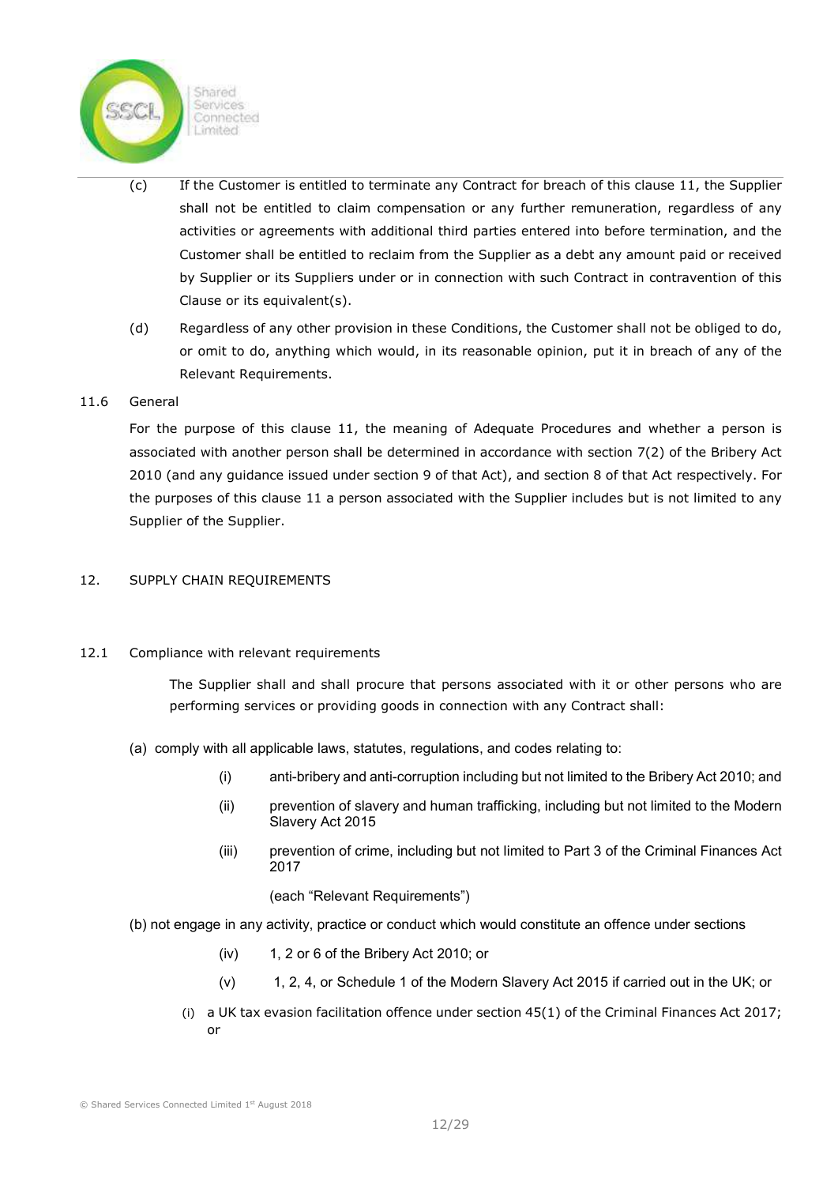(c) If the Customer is entitled to terminate any Contract for breach of this clause 11, the Supplier shall not be entitled to claim compensation or any further remuneration, regardless of any activities or agreements with additional third parties entered into before termination, and the Customer shall be entitled to reclaim from the Supplier as a debt any amount paid or received by Supplier or its Suppliers under or in connection with such Contract in contravention of this Clause or its equivalent(s).

(d) Regardless of any other provision in these Conditions, the Customer shall not be obliged to do, or omit to do, anything which would, in its reasonable opinion, put it in breach of any of the Relevant Requirements.

11.6 General

For the purpose of this clause 11, the meaning of Adequate Procedures and whether a person is associated with another person shall be determined in accordance with section 7(2) of the Bribery Act 2010 (and any guidance issued under section 9 of that Act), and section 8 of that Act respectively. For the purposes of this clause 11 a person associated with the Supplier includes but is not limited to any Supplier of the Supplier.

## 12. SUPPLY CHAIN REQUIREMENTS

12.1 Compliance with relevant requirements

The Supplier shall and shall procure that persons associated with it or other persons who are performing services or providing goods in connection with any Contract shall:

(a) comply with all applicable laws, statutes, regulations, and codes relating to:

(i) anti-bribery and anti-corruption including but not limited to the Bribery Act 2010; and

(ii) prevention of slavery and human trafficking, including but not limited to the Modern Slavery Act 2015

(iii) prevention of crime, including but not limited to Part 3 of the Criminal Finances Act 2017

(each "Relevant Requirements")

(b) not engage in any activity, practice or conduct which would constitute an offence under sections

(iv) 1, 2 or 6 of the Bribery Act 2010; or

(v) 1, 2, 4, or Schedule 1 of the Modern Slavery Act 2015 if carried out in the UK; or

(i) a UK tax evasion facilitation offence under section 45(1) of the Criminal Finances Act 2017; or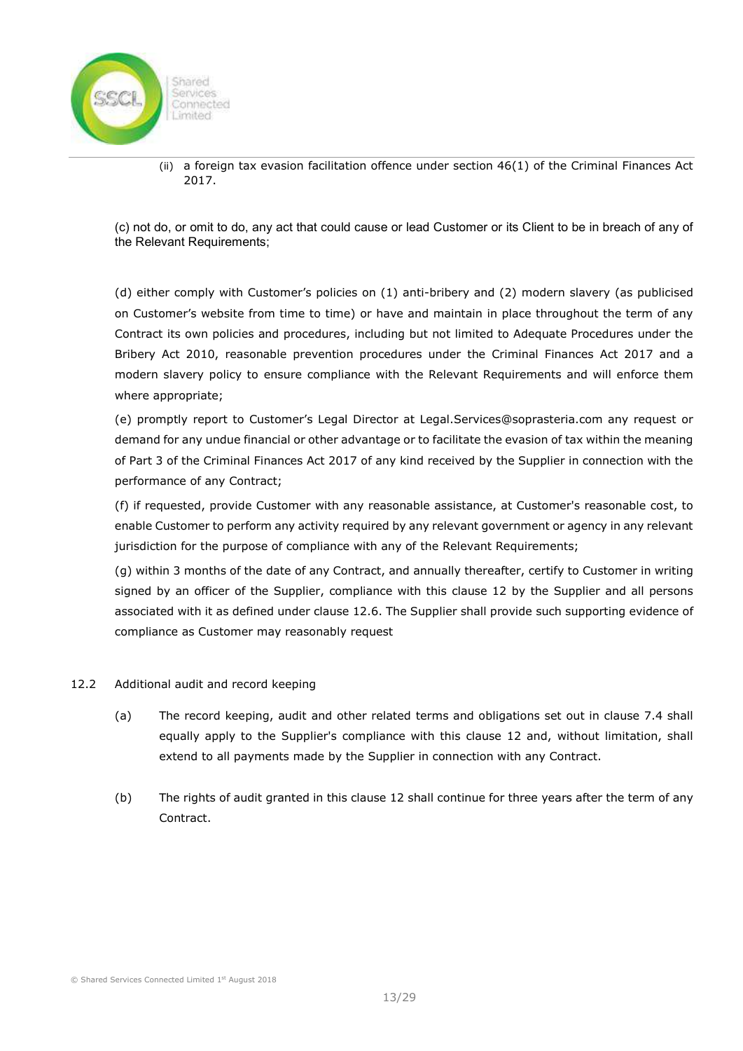(ii) a foreign tax evasion facilitation offence under section 46(1) of the Criminal Finances Act 2017.

(c) not do, or omit to do, any act that could cause or lead Customer or its Client to be in breach of any of the Relevant Requirements;

(d) either comply with Customer's policies on (1) anti-bribery and (2) modern slavery (as publicised on Customer's website from time to time) or have and maintain in place throughout the term of any Contract its own policies and procedures, including but not limited to Adequate Procedures under the Bribery Act 2010, reasonable prevention procedures under the Criminal Finances Act 2017 and a modern slavery policy to ensure compliance with the Relevant Requirements and will enforce them where appropriate;

(e) promptly report to Customer's Legal Director at Legal.Services@soprasteria.com any request or demand for any undue financial or other advantage or to facilitate the evasion of tax within the meaning of Part 3 of the Criminal Finances Act 2017 of any kind received by the Supplier in connection with the performance of any Contract;

(f) if requested, provide Customer with any reasonable assistance, at Customer's reasonable cost, to enable Customer to perform any activity required by any relevant government or agency in any relevant jurisdiction for the purpose of compliance with any of the Relevant Requirements;

(g) within 3 months of the date of any Contract, and annually thereafter, certify to Customer in writing signed by an officer of the Supplier, compliance with this clause 12 by the Supplier and all persons associated with it as defined under clause 12.6. The Supplier shall provide such supporting evidence of compliance as Customer may reasonably request

12.2 Additional audit and record keeping

(a) The record keeping, audit and other related terms and obligations set out in clause 7.4 shall equally apply to the Supplier's compliance with this clause 12 and, without limitation, shall extend to all payments made by the Supplier in connection with any Contract.

(b) The rights of audit granted in this clause 12 shall continue for three years after the term of any Contract.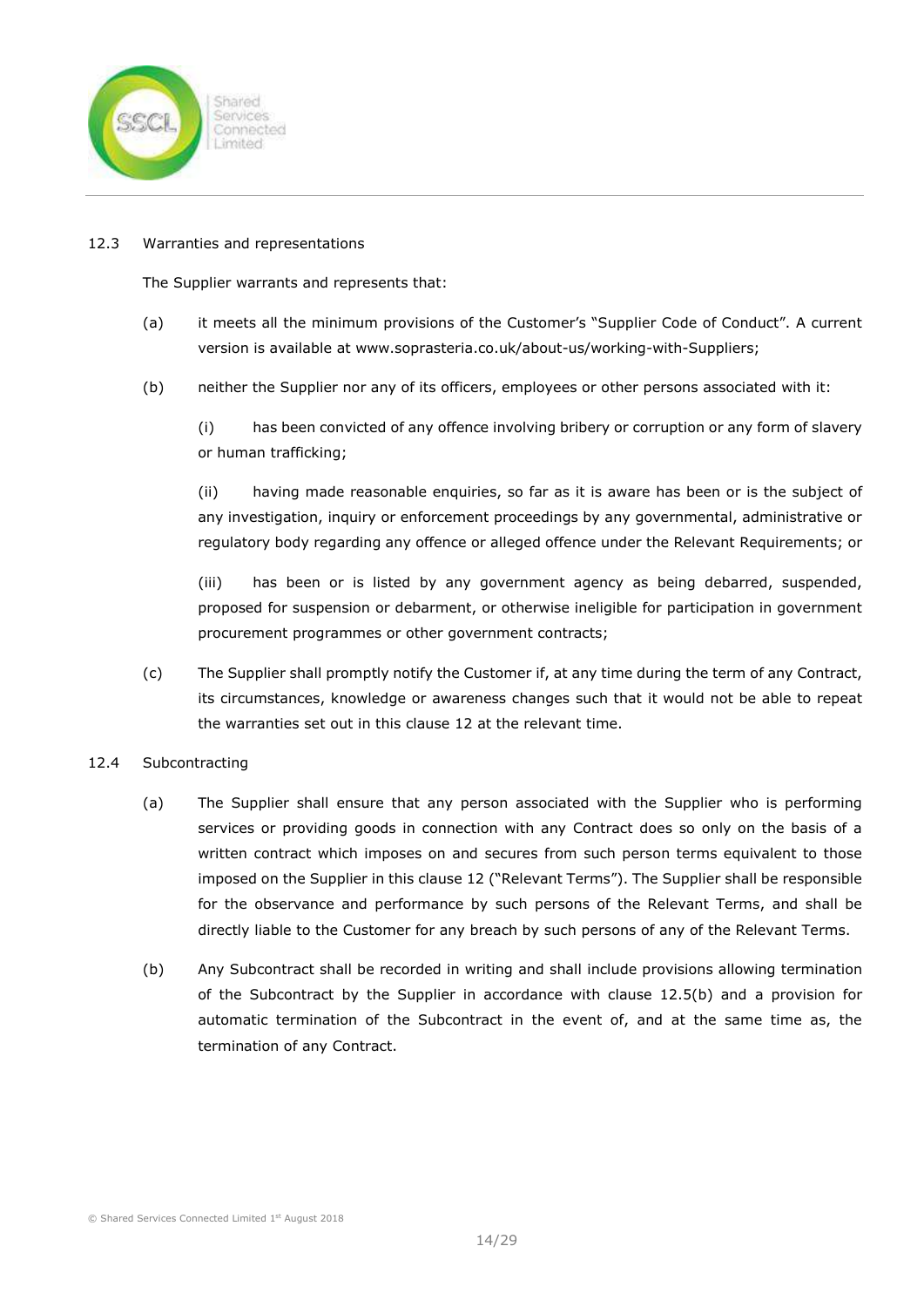12.3 Warranties and representations

The Supplier warrants and represents that:

(a) it meets all the minimum provisions of the Customer's "Supplier Code of Conduct". A current version is available at www.soprasteria.co.uk/about-us/working-with-Suppliers;

(b) neither the Supplier nor any of its officers, employees or other persons associated with it:

(i) has been convicted of any offence involving bribery or corruption or any form of slavery or human trafficking;

(ii) having made reasonable enquiries, so far as it is aware has been or is the subject of any investigation, inquiry or enforcement proceedings by any governmental, administrative or regulatory body regarding any offence or alleged offence under the Relevant Requirements; or

(iii) has been or is listed by any government agency as being debarred, suspended, proposed for suspension or debarment, or otherwise ineligible for participation in government procurement programmes or other government contracts;

(c) The Supplier shall promptly notify the Customer if, at any time during the term of any Contract, its circumstances, knowledge or awareness changes such that it would not be able to repeat the warranties set out in this clause 12 at the relevant time.

12.4 Subcontracting

(a) The Supplier shall ensure that any person associated with the Supplier who is performing services or providing goods in connection with any Contract does so only on the basis of a written contract which imposes on and secures from such person terms equivalent to those imposed on the Supplier in this clause 12 ("Relevant Terms"). The Supplier shall be responsible for the observance and performance by such persons of the Relevant Terms, and shall be directly liable to the Customer for any breach by such persons of any of the Relevant Terms.

(b) Any Subcontract shall be recorded in writing and shall include provisions allowing termination of the Subcontract by the Supplier in accordance with clause 12.5(b) and a provision for automatic termination of the Subcontract in the event of, and at the same time as, the termination of any Contract.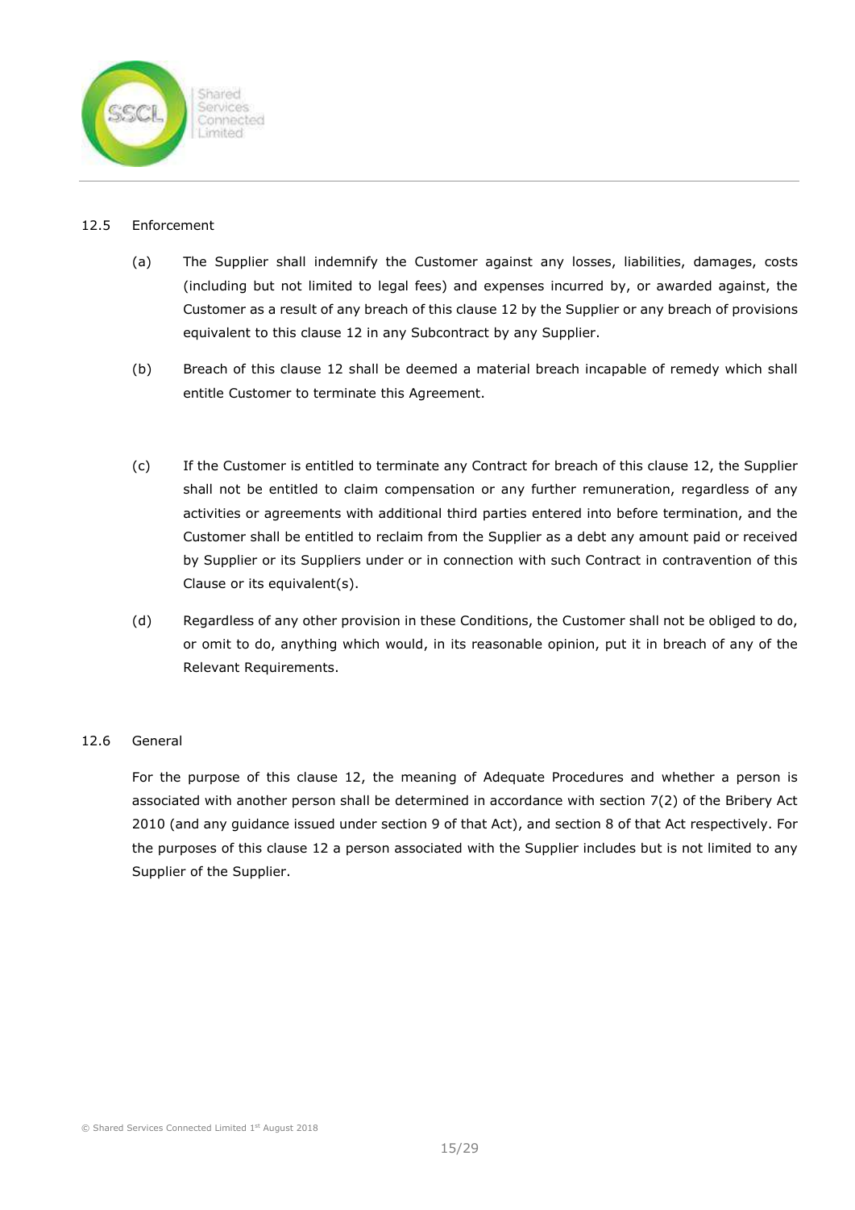12.5 Enforcement

(a) The Supplier shall indemnify the Customer against any losses, liabilities, damages, costs (including but not limited to legal fees) and expenses incurred by, or awarded against, the Customer as a result of any breach of this clause 12 by the Supplier or any breach of provisions equivalent to this clause 12 in any Subcontract by any Supplier.

(b) Breach of this clause 12 shall be deemed a material breach incapable of remedy which shall entitle Customer to terminate this Agreement.

(c) If the Customer is entitled to terminate any Contract for breach of this clause 12, the Supplier shall not be entitled to claim compensation or any further remuneration, regardless of any activities or agreements with additional third parties entered into before termination, and the Customer shall be entitled to reclaim from the Supplier as a debt any amount paid or received by Supplier or its Suppliers under or in connection with such Contract in contravention of this Clause or its equivalent(s).

(d) Regardless of any other provision in these Conditions, the Customer shall not be obliged to do, or omit to do, anything which would, in its reasonable opinion, put it in breach of any of the Relevant Requirements.

12.6 General

For the purpose of this clause 12, the meaning of Adequate Procedures and whether a person is associated with another person shall be determined in accordance with section 7(2) of the Bribery Act 2010 (and any guidance issued under section 9 of that Act), and section 8 of that Act respectively. For the purposes of this clause 12 a person associated with the Supplier includes but is not limited to any Supplier of the Supplier.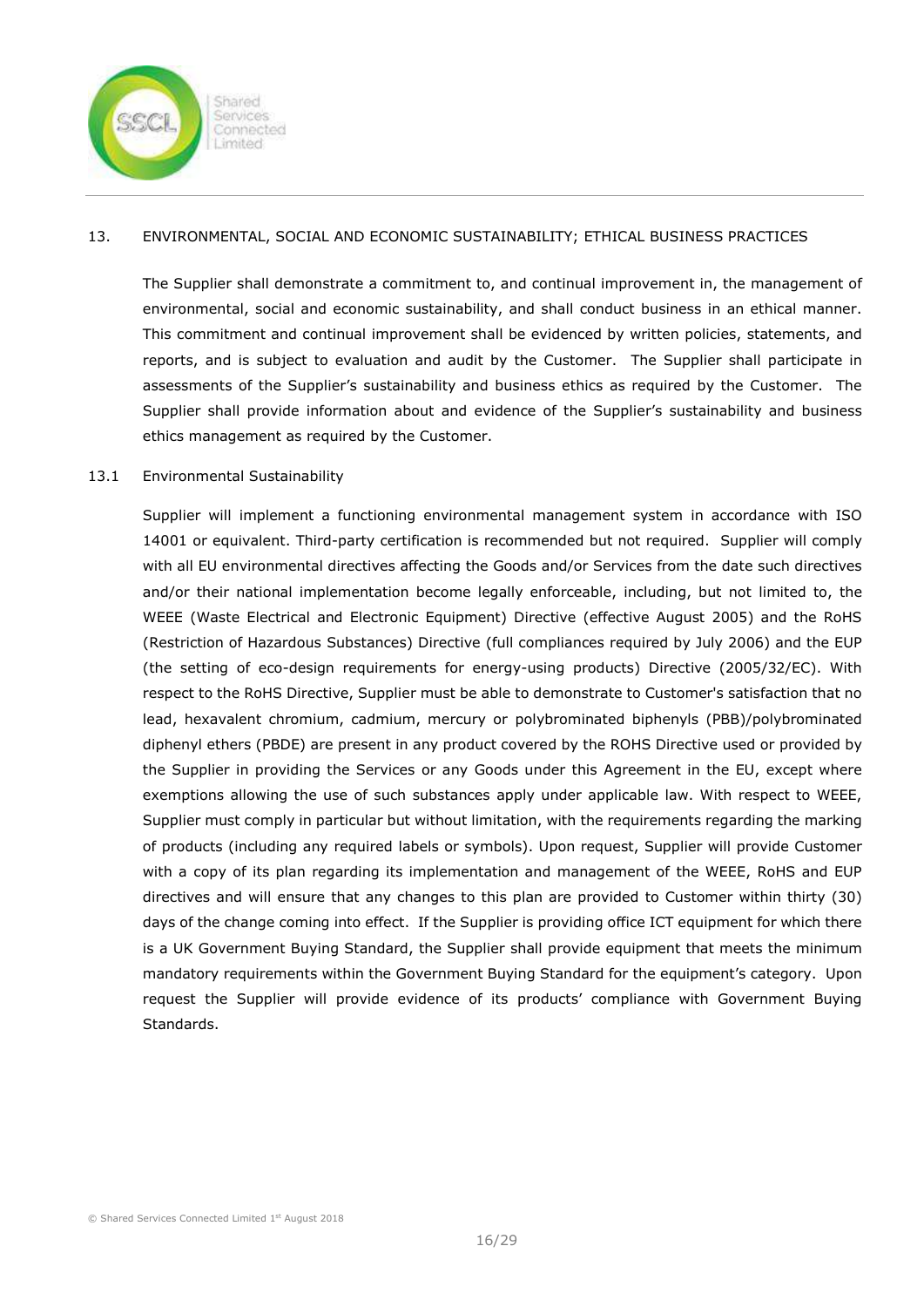## 13. ENVIRONMENTAL, SOCIAL AND ECONOMIC SUSTAINABILITY; ETHICAL BUSINESS PRACTICES

The Supplier shall demonstrate a commitment to, and continual improvement in, the management of environmental, social and economic sustainability, and shall conduct business in an ethical manner. This commitment and continual improvement shall be evidenced by written policies, statements, and reports, and is subject to evaluation and audit by the Customer. The Supplier shall participate in assessments of the Supplier's sustainability and business ethics as required by the Customer. The Supplier shall provide information about and evidence of the Supplier's sustainability and business ethics management as required by the Customer.

### 13.1 Environmental Sustainability

Supplier will implement a functioning environmental management system in accordance with ISO 14001 or equivalent. Third-party certification is recommended but not required. Supplier will comply with all EU environmental directives affecting the Goods and/or Services from the date such directives and/or their national implementation become legally enforceable, including, but not limited to, the WEEE (Waste Electrical and Electronic Equipment) Directive (effective August 2005) and the RoHS (Restriction of Hazardous Substances) Directive (full compliances required by July 2006) and the EUP (the setting of eco-design requirements for energy-using products) Directive (2005/32/EC). With respect to the RoHS Directive, Supplier must be able to demonstrate to Customer's satisfaction that no lead, hexavalent chromium, cadmium, mercury or polybrominated biphenyls (PBB)/polybrominated diphenyl ethers (PBDE) are present in any product covered by the ROHS Directive used or provided by the Supplier in providing the Services or any Goods under this Agreement in the EU, except where exemptions allowing the use of such substances apply under applicable law. With respect to WEEE, Supplier must comply in particular but without limitation, with the requirements regarding the marking of products (including any required labels or symbols). Upon request, Supplier will provide Customer with a copy of its plan regarding its implementation and management of the WEEE, RoHS and EUP directives and will ensure that any changes to this plan are provided to Customer within thirty (30) days of the change coming into effect. If the Supplier is providing office ICT equipment for which there is a UK Government Buying Standard, the Supplier shall provide equipment that meets the minimum mandatory requirements within the Government Buying Standard for the equipment's category. Upon request the Supplier will provide evidence of its products' compliance with Government Buying Standards.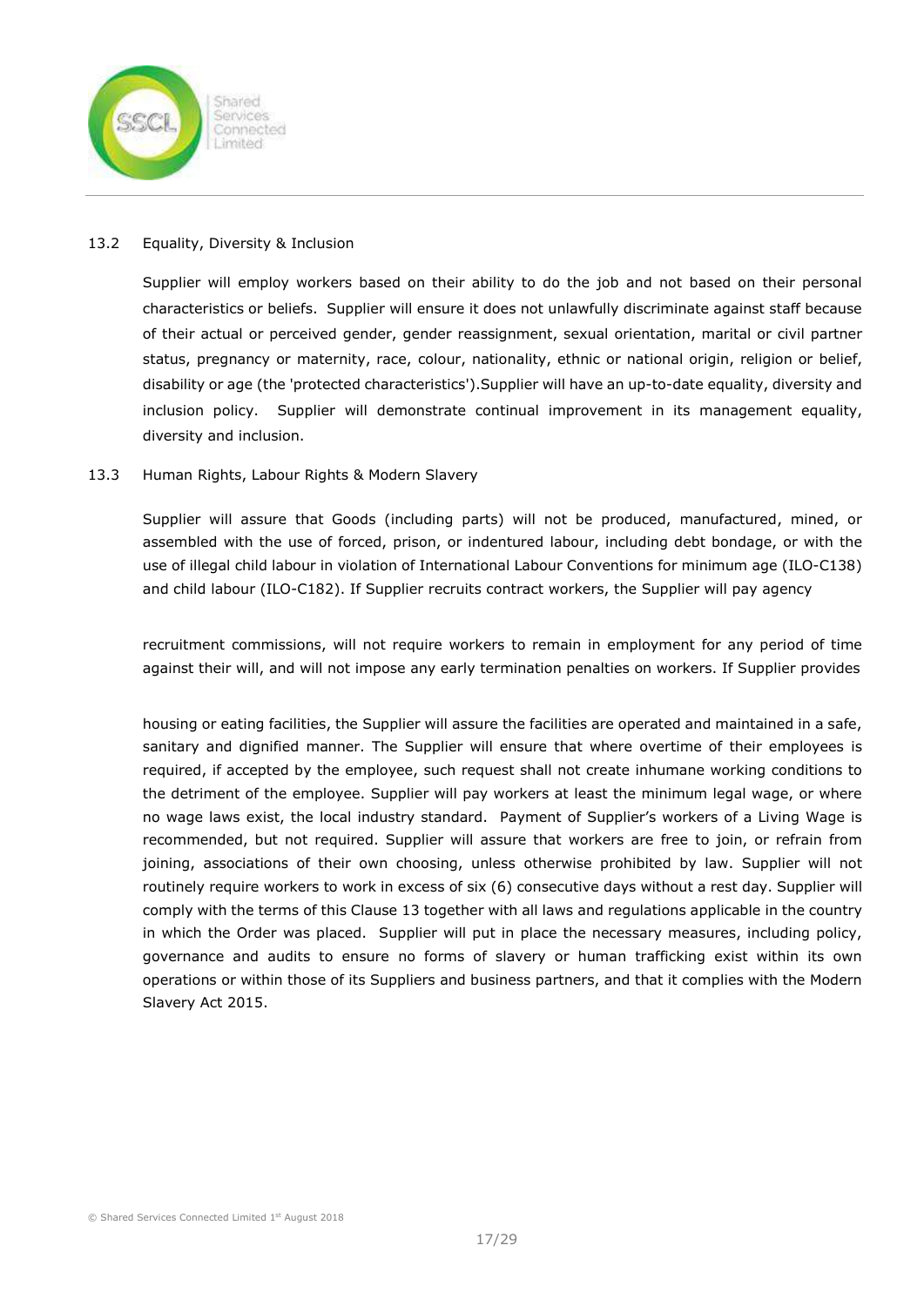### 13.2 Equality, Diversity & Inclusion

Supplier will employ workers based on their ability to do the job and not based on their personal characteristics or beliefs. Supplier will ensure it does not unlawfully discriminate against staff because of their actual or perceived gender, gender reassignment, sexual orientation, marital or civil partner status, pregnancy or maternity, race, colour, nationality, ethnic or national origin, religion or belief, disability or age (the 'protected characteristics').Supplier will have an up-to-date equality, diversity and inclusion policy. Supplier will demonstrate continual improvement in its management equality, diversity and inclusion.

### 13.3 Human Rights, Labour Rights & Modern Slavery

Supplier will assure that Goods (including parts) will not be produced, manufactured, mined, or assembled with the use of forced, prison, or indentured labour, including debt bondage, or with the use of illegal child labour in violation of International Labour Conventions for minimum age (ILO-C138) and child labour (ILO-C182). If Supplier recruits contract workers, the Supplier will pay agency recruitment commissions, will not require workers to remain in employment for any period of time against their will, and will not impose any early termination penalties on workers. If Supplier provides housing or eating facilities, the Supplier will assure the facilities are operated and maintained in a safe, sanitary and dignified manner. The Supplier will ensure that where overtime of their employees is required, if accepted by the employee, such request shall not create inhumane working conditions to the detriment of the employee. Supplier will pay workers at least the minimum legal wage, or where no wage laws exist, the local industry standard. Payment of Supplier's workers of a Living Wage is recommended, but not required. Supplier will assure that workers are free to join, or refrain from joining, associations of their own choosing, unless otherwise prohibited by law. Supplier will not routinely require workers to work in excess of six (6) consecutive days without a rest day. Supplier will comply with the terms of this Clause 13 together with all laws and regulations applicable in the country in which the Order was placed. Supplier will put in place the necessary measures, including policy, governance and audits to ensure no forms of slavery or human trafficking exist within its own operations or within those of its Suppliers and business partners, and that it complies with the Modern Slavery Act 2015.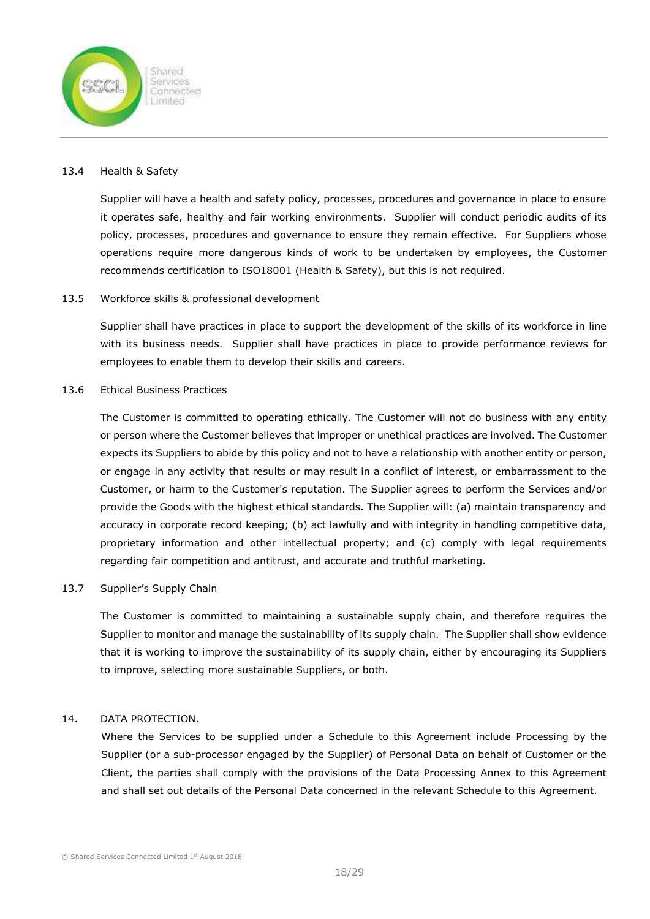13.4 Health & Safety

Supplier will have a health and safety policy, processes, procedures and governance in place to ensure it operates safe, healthy and fair working environments. Supplier will conduct periodic audits of its policy, processes, procedures and governance to ensure they remain effective. For Suppliers whose operations require more dangerous kinds of work to be undertaken by employees, the Customer recommends certification to ISO18001 (Health & Safety), but this is not required.

13.5 Workforce skills & professional development

Supplier shall have practices in place to support the development of the skills of its workforce in line with its business needs. Supplier shall have practices in place to provide performance reviews for employees to enable them to develop their skills and careers.

13.6 Ethical Business Practices

The Customer is committed to operating ethically. The Customer will not do business with any entity or person where the Customer believes that improper or unethical practices are involved. The Customer expects its Suppliers to abide by this policy and not to have a relationship with another entity or person, or engage in any activity that results or may result in a conflict of interest, or embarrassment to the Customer, or harm to the Customer's reputation. The Supplier agrees to perform the Services and/or provide the Goods with the highest ethical standards. The Supplier will: (a) maintain transparency and accuracy in corporate record keeping; (b) act lawfully and with integrity in handling competitive data, proprietary information and other intellectual property; and (c) comply with legal requirements regarding fair competition and antitrust, and accurate and truthful marketing.

13.7 Supplier's Supply Chain

The Customer is committed to maintaining a sustainable supply chain, and therefore requires the Supplier to monitor and manage the sustainability of its supply chain. The Supplier shall show evidence that it is working to improve the sustainability of its supply chain, either by encouraging its Suppliers to improve, selecting more sustainable Suppliers, or both.

14. DATA PROTECTION.

Where the Services to be supplied under a Schedule to this Agreement include Processing by the Supplier (or a sub-processor engaged by the Supplier) of Personal Data on behalf of Customer or the Client, the parties shall comply with the provisions of the Data Processing Annex to this Agreement and shall set out details of the Personal Data concerned in the relevant Schedule to this Agreement.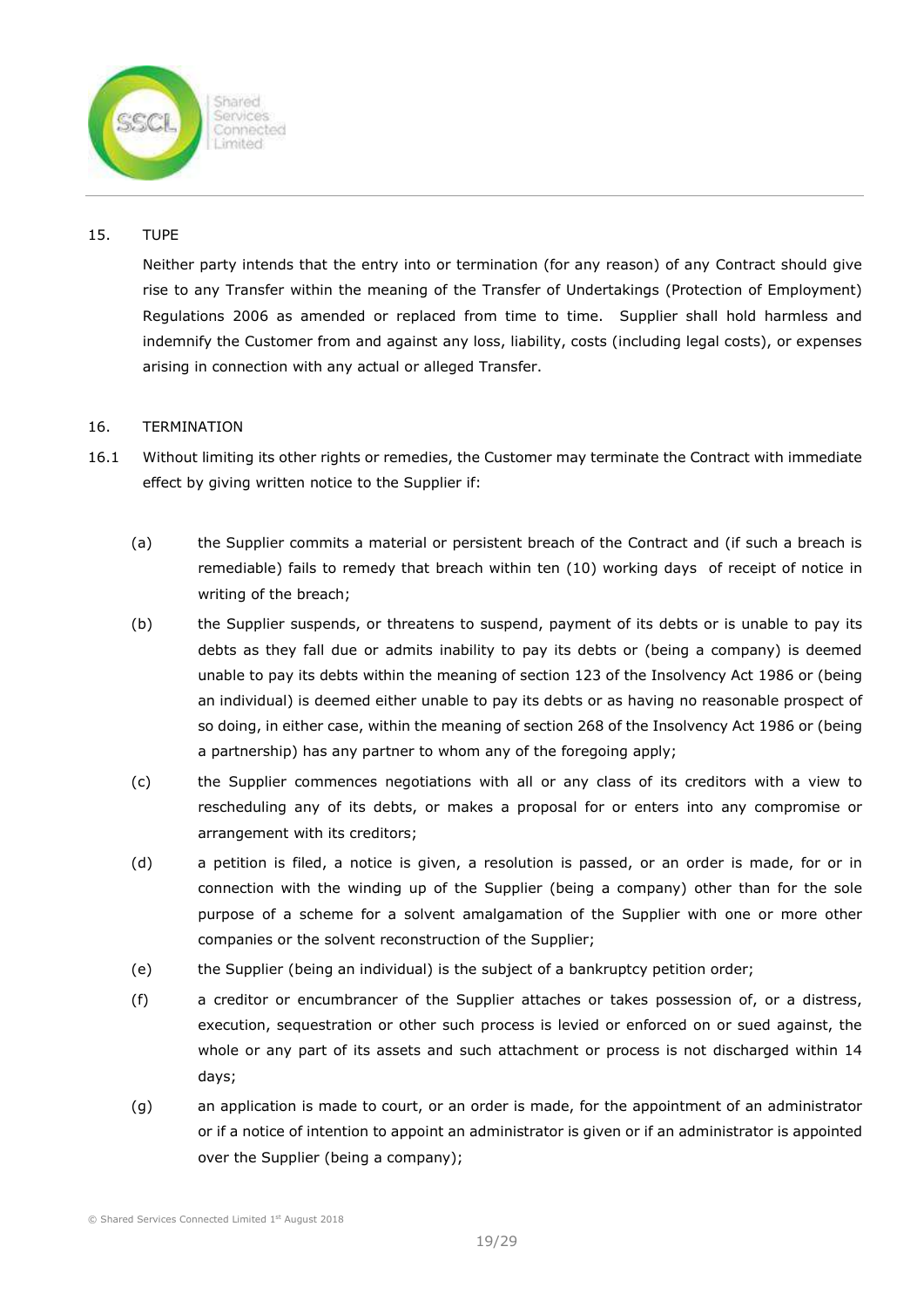15. TUPE

Neither party intends that the entry into or termination (for any reason) of any Contract should give rise to any Transfer within the meaning of the Transfer of Undertakings (Protection of Employment) Regulations 2006 as amended or replaced from time to time. Supplier shall hold harmless and indemnify the Customer from and against any loss, liability, costs (including legal costs), or expenses arising in connection with any actual or alleged Transfer.

16. TERMINATION

16.1 Without limiting its other rights or remedies, the Customer may terminate the Contract with immediate effect by giving written notice to the Supplier if:

(a) the Supplier commits a material or persistent breach of the Contract and (if such a breach is remediable) fails to remedy that breach within ten (10) working days of receipt of notice in writing of the breach;

(b) the Supplier suspends, or threatens to suspend, payment of its debts or is unable to pay its debts as they fall due or admits inability to pay its debts or (being a company) is deemed unable to pay its debts within the meaning of section 123 of the Insolvency Act 1986 or (being an individual) is deemed either unable to pay its debts or as having no reasonable prospect of so doing, in either case, within the meaning of section 268 of the Insolvency Act 1986 or (being a partnership) has any partner to whom any of the foregoing apply;

(c) the Supplier commences negotiations with all or any class of its creditors with a view to rescheduling any of its debts, or makes a proposal for or enters into any compromise or arrangement with its creditors;

(d) a petition is filed, a notice is given, a resolution is passed, or an order is made, for or in connection with the winding up of the Supplier (being a company) other than for the sole purpose of a scheme for a solvent amalgamation of the Supplier with one or more other companies or the solvent reconstruction of the Supplier;

(e) the Supplier (being an individual) is the subject of a bankruptcy petition order;

(f) a creditor or encumbrancer of the Supplier attaches or takes possession of, or a distress, execution, sequestration or other such process is levied or enforced on or sued against, the whole or any part of its assets and such attachment or process is not discharged within 14 days;

(g) an application is made to court, or an order is made, for the appointment of an administrator or if a notice of intention to appoint an administrator is given or if an administrator is appointed over the Supplier (being a company);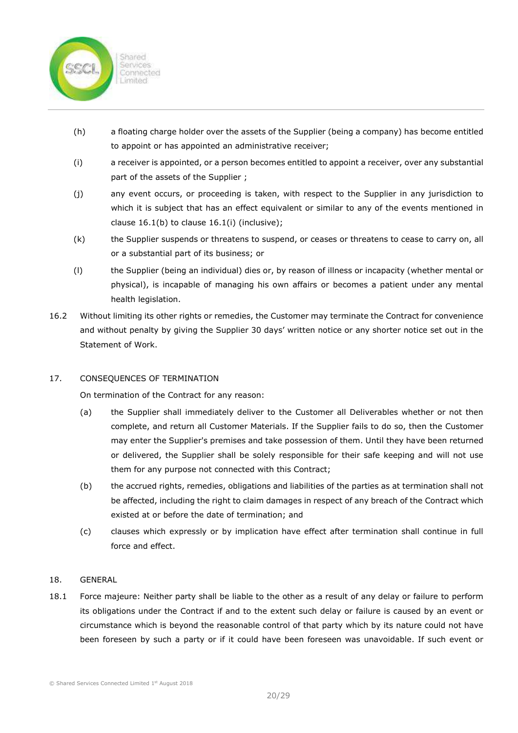(h) a floating charge holder over the assets of the Supplier (being a company) has become entitled to appoint or has appointed an administrative receiver;

(i) a receiver is appointed, or a person becomes entitled to appoint a receiver, over any substantial part of the assets of the Supplier ;

(j) any event occurs, or proceeding is taken, with respect to the Supplier in any jurisdiction to which it is subject that has an effect equivalent or similar to any of the events mentioned in clause 16.1(b) to clause 16.1(i) (inclusive);

(k) the Supplier suspends or threatens to suspend, or ceases or threatens to cease to carry on, all or a substantial part of its business; or

(l) the Supplier (being an individual) dies or, by reason of illness or incapacity (whether mental or physical), is incapable of managing his own affairs or becomes a patient under any mental health legislation.

16.2 Without limiting its other rights or remedies, the Customer may terminate the Contract for convenience and without penalty by giving the Supplier 30 days' written notice or any shorter notice set out in the Statement of Work.

## 17. CONSEQUENCES OF TERMINATION

On termination of the Contract for any reason:

(a) the Supplier shall immediately deliver to the Customer all Deliverables whether or not then complete, and return all Customer Materials. If the Supplier fails to do so, then the Customer may enter the Supplier's premises and take possession of them. Until they have been returned or delivered, the Supplier shall be solely responsible for their safe keeping and will not use them for any purpose not connected with this Contract;

(b) the accrued rights, remedies, obligations and liabilities of the parties as at termination shall not be affected, including the right to claim damages in respect of any breach of the Contract which existed at or before the date of termination; and

(c) clauses which expressly or by implication have effect after termination shall continue in full force and effect.

## 18. GENERAL

18.1 Force majeure: Neither party shall be liable to the other as a result of any delay or failure to perform its obligations under the Contract if and to the extent such delay or failure is caused by an event or circumstance which is beyond the reasonable control of that party which by its nature could not have been foreseen by such a party or if it could have been foreseen was unavoidable. If such event or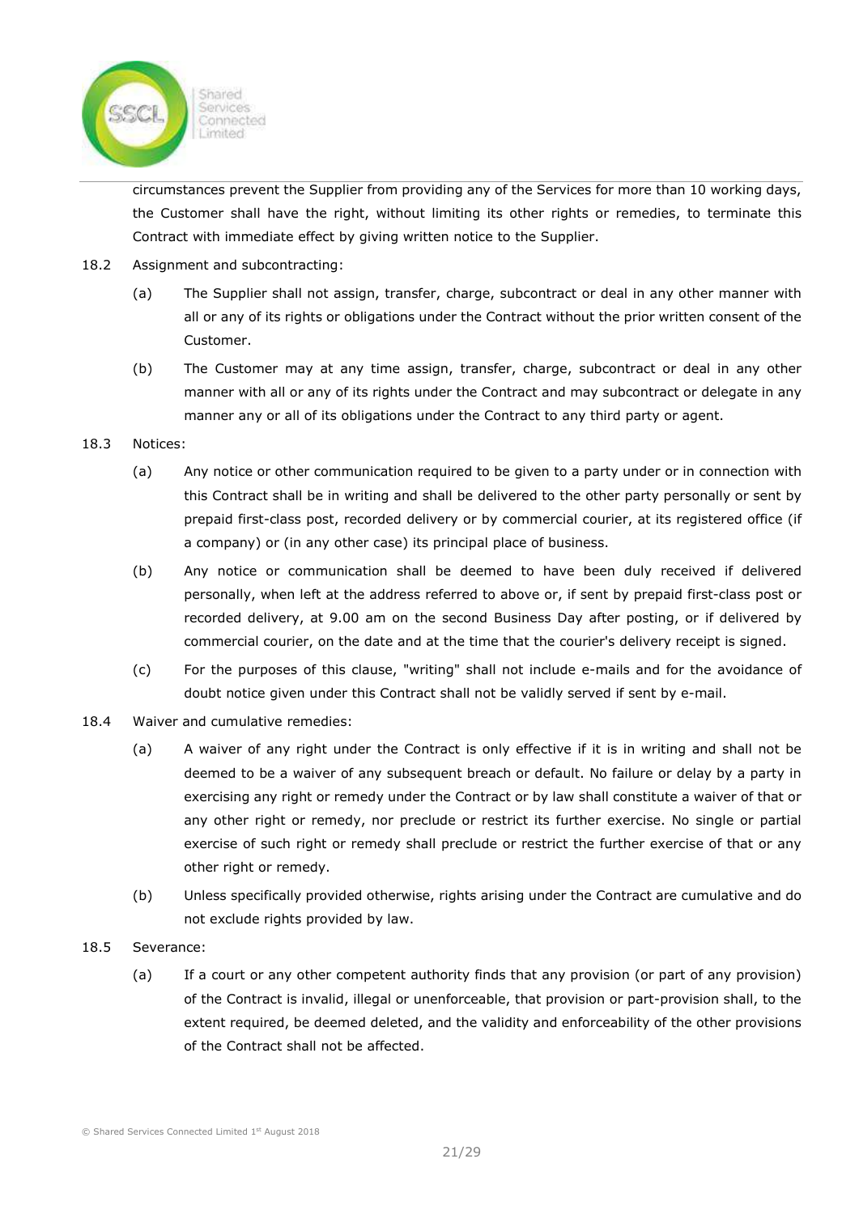circumstances prevent the Supplier from providing any of the Services for more than 10 working days, the Customer shall have the right, without limiting its other rights or remedies, to terminate this Contract with immediate effect by giving written notice to the Supplier.

18.2 Assignment and subcontracting:

(a) The Supplier shall not assign, transfer, charge, subcontract or deal in any other manner with all or any of its rights or obligations under the Contract without the prior written consent of the Customer.

(b) The Customer may at any time assign, transfer, charge, subcontract or deal in any other manner with all or any of its rights under the Contract and may subcontract or delegate in any manner any or all of its obligations under the Contract to any third party or agent.

18.3 Notices:

(a) Any notice or other communication required to be given to a party under or in connection with this Contract shall be in writing and shall be delivered to the other party personally or sent by prepaid first-class post, recorded delivery or by commercial courier, at its registered office (if a company) or (in any other case) its principal place of business.

(b) Any notice or communication shall be deemed to have been duly received if delivered personally, when left at the address referred to above or, if sent by prepaid first-class post or recorded delivery, at 9.00 am on the second Business Day after posting, or if delivered by commercial courier, on the date and at the time that the courier's delivery receipt is signed.

(c) For the purposes of this clause, "writing" shall not include e-mails and for the avoidance of doubt notice given under this Contract shall not be validly served if sent by e-mail.

18.4 Waiver and cumulative remedies:

(a) A waiver of any right under the Contract is only effective if it is in writing and shall not be deemed to be a waiver of any subsequent breach or default. No failure or delay by a party in exercising any right or remedy under the Contract or by law shall constitute a waiver of that or any other right or remedy, nor preclude or restrict its further exercise. No single or partial exercise of such right or remedy shall preclude or restrict the further exercise of that or any other right or remedy.

(b) Unless specifically provided otherwise, rights arising under the Contract are cumulative and do not exclude rights provided by law.

18.5 Severance:

(a) If a court or any other competent authority finds that any provision (or part of any provision) of the Contract is invalid, illegal or unenforceable, that provision or part-provision shall, to the extent required, be deemed deleted, and the validity and enforceability of the other provisions of the Contract shall not be affected.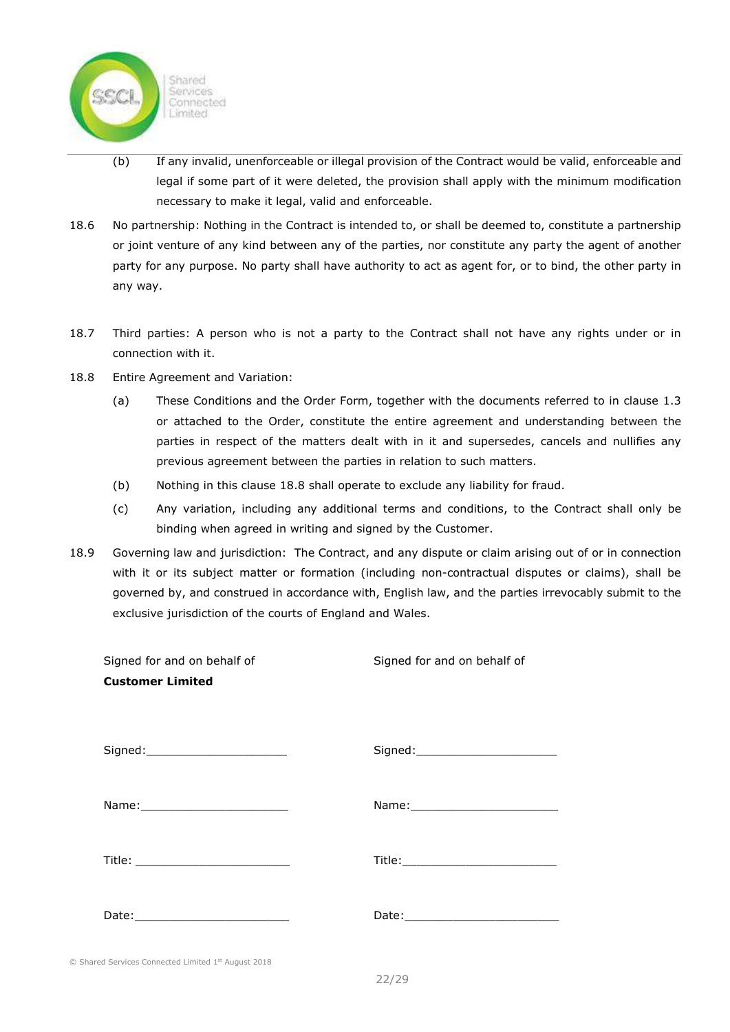(b) If any invalid, unenforceable or illegal provision of the Contract would be valid, enforceable and legal if some part of it were deleted, the provision shall apply with the minimum modification necessary to make it legal, valid and enforceable.

18.6 No partnership: Nothing in the Contract is intended to, or shall be deemed to, constitute a partnership or joint venture of any kind between any of the parties, nor constitute any party the agent of another party for any purpose. No party shall have authority to act as agent for, or to bind, the other party in any way.

18.7 Third parties: A person who is not a party to the Contract shall not have any rights under or in connection with it.

18.8 Entire Agreement and Variation:

(a) These Conditions and the Order Form, together with the documents referred to in clause 1.3 or attached to the Order, constitute the entire agreement and understanding between the parties in respect of the matters dealt with in it and supersedes, cancels and nullifies any previous agreement between the parties in relation to such matters.

(b) Nothing in this clause 18.8 shall operate to exclude any liability for fraud.

(c) Any variation, including any additional terms and conditions, to the Contract shall only be binding when agreed in writing and signed by the Customer.

18.9 Governing law and jurisdiction: The Contract, and any dispute or claim arising out of or in connection with it or its subject matter or formation (including non-contractual disputes or claims), shall be governed by, and construed in accordance with, English law, and the parties irrevocably submit to the exclusive jurisdiction of the courts of England and Wales.

| Signed for and on behalf of **Customer Limited** | Signed for and on behalf of |
|---|---|
| Signed:____________________ | Signed:____________________ |
| Name:_____________________ | Name:_____________________ |
| Title: _____________________ | Title:_____________________ |
| Date:______________________ | Date:______________________ |

© Shared Services Connected Limited 1st August 2018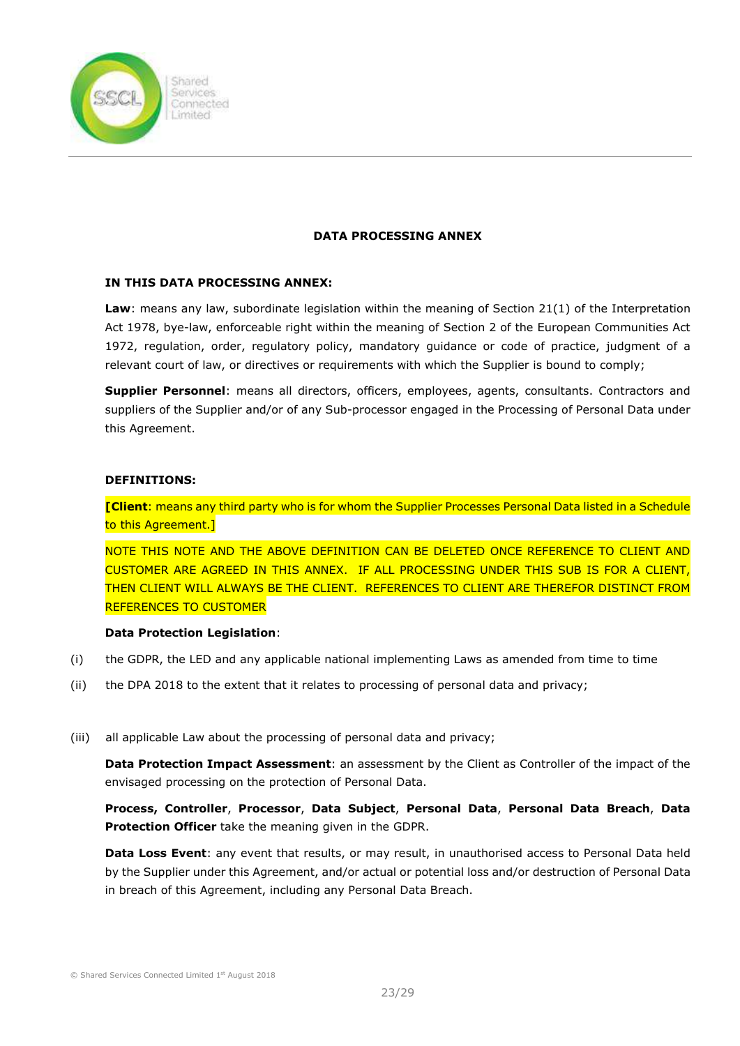## DATA PROCESSING ANNEX

**IN THIS DATA PROCESSING ANNEX:**

**Law**: means any law, subordinate legislation within the meaning of Section 21(1) of the Interpretation Act 1978, bye-law, enforceable right within the meaning of Section 2 of the European Communities Act 1972, regulation, order, regulatory policy, mandatory guidance or code of practice, judgment of a relevant court of law, or directives or requirements with which the Supplier is bound to comply;

**Supplier Personnel**: means all directors, officers, employees, agents, consultants. Contractors and suppliers of the Supplier and/or of any Sub-processor engaged in the Processing of Personal Data under this Agreement.

**DEFINITIONS:**

[**Client**: means any third party who is for whom the Supplier Processes Personal Data listed in a Schedule to this Agreement.]

NOTE THIS NOTE AND THE ABOVE DEFINITION CAN BE DELETED ONCE REFERENCE TO CLIENT AND CUSTOMER ARE AGREED IN THIS ANNEX. IF ALL PROCESSING UNDER THIS SUB IS FOR A CLIENT, THEN CLIENT WILL ALWAYS BE THE CLIENT. REFERENCES TO CLIENT ARE THEREFOR DISTINCT FROM REFERENCES TO CUSTOMER

**Data Protection Legislation**:

(i) the GDPR, the LED and any applicable national implementing Laws as amended from time to time

(ii) the DPA 2018 to the extent that it relates to processing of personal data and privacy;

(iii) all applicable Law about the processing of personal data and privacy;

**Data Protection Impact Assessment**: an assessment by the Client as Controller of the impact of the envisaged processing on the protection of Personal Data.

**Process, Controller**, **Processor**, **Data Subject**, **Personal Data**, **Personal Data Breach**, **Data Protection Officer** take the meaning given in the GDPR.

**Data Loss Event**: any event that results, or may result, in unauthorised access to Personal Data held by the Supplier under this Agreement, and/or actual or potential loss and/or destruction of Personal Data in breach of this Agreement, including any Personal Data Breach.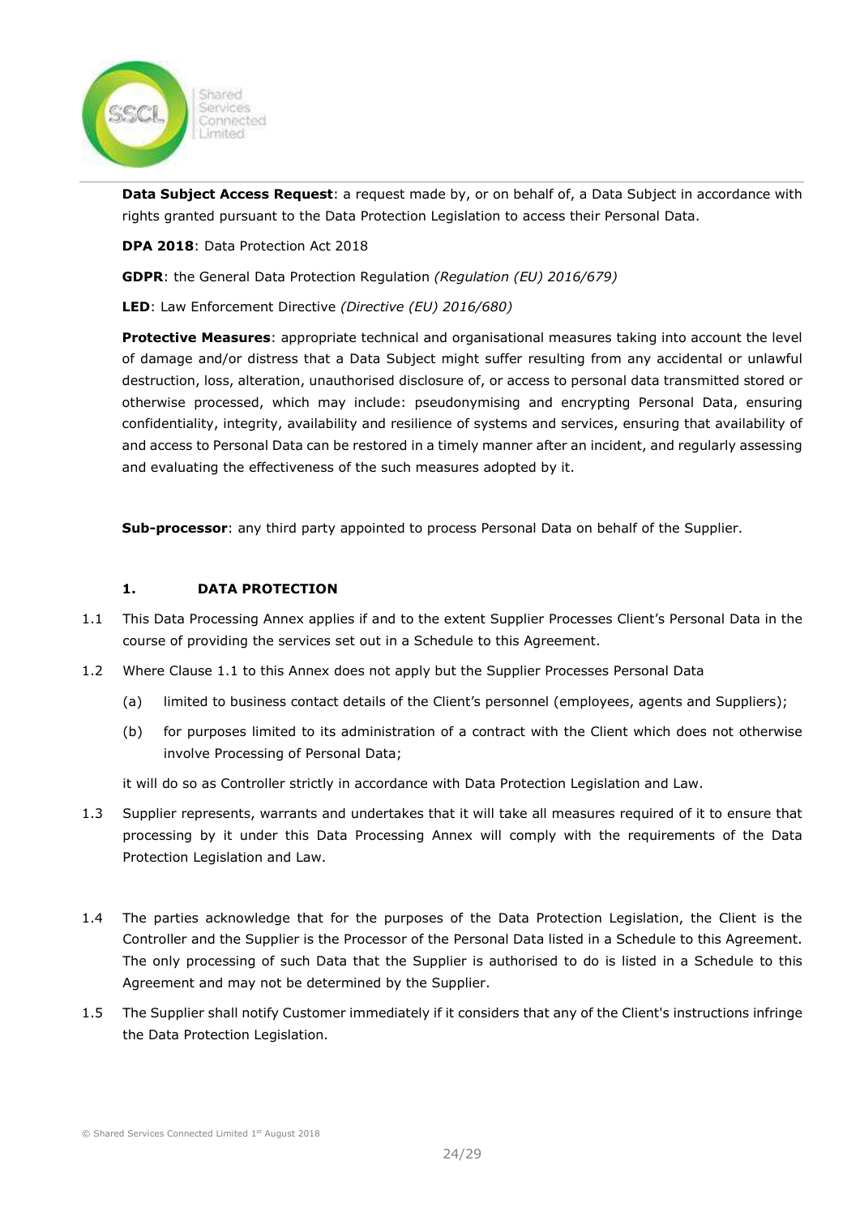**Data Subject Access Request**: a request made by, or on behalf of, a Data Subject in accordance with rights granted pursuant to the Data Protection Legislation to access their Personal Data.

**DPA 2018**: Data Protection Act 2018

**GDPR**: the General Data Protection Regulation *(Regulation (EU) 2016/679)*

**LED**: Law Enforcement Directive *(Directive (EU) 2016/680)*

**Protective Measures**: appropriate technical and organisational measures taking into account the level of damage and/or distress that a Data Subject might suffer resulting from any accidental or unlawful destruction, loss, alteration, unauthorised disclosure of, or access to personal data transmitted stored or otherwise processed, which may include: pseudonymising and encrypting Personal Data, ensuring confidentiality, integrity, availability and resilience of systems and services, ensuring that availability of and access to Personal Data can be restored in a timely manner after an incident, and regularly assessing and evaluating the effectiveness of the such measures adopted by it.

**Sub-processor**: any third party appointed to process Personal Data on behalf of the Supplier.

## 1. DATA PROTECTION

1.1 This Data Processing Annex applies if and to the extent Supplier Processes Client's Personal Data in the course of providing the services set out in a Schedule to this Agreement.

1.2 Where Clause 1.1 to this Annex does not apply but the Supplier Processes Personal Data

- (a) limited to business contact details of the Client's personnel (employees, agents and Suppliers);
- (b) for purposes limited to its administration of a contract with the Client which does not otherwise involve Processing of Personal Data;

it will do so as Controller strictly in accordance with Data Protection Legislation and Law.

1.3 Supplier represents, warrants and undertakes that it will take all measures required of it to ensure that processing by it under this Data Processing Annex will comply with the requirements of the Data Protection Legislation and Law.

1.4 The parties acknowledge that for the purposes of the Data Protection Legislation, the Client is the Controller and the Supplier is the Processor of the Personal Data listed in a Schedule to this Agreement. The only processing of such Data that the Supplier is authorised to do is listed in a Schedule to this Agreement and may not be determined by the Supplier.

1.5 The Supplier shall notify Customer immediately if it considers that any of the Client's instructions infringe the Data Protection Legislation.

© Shared Services Connected Limited 1st August 2018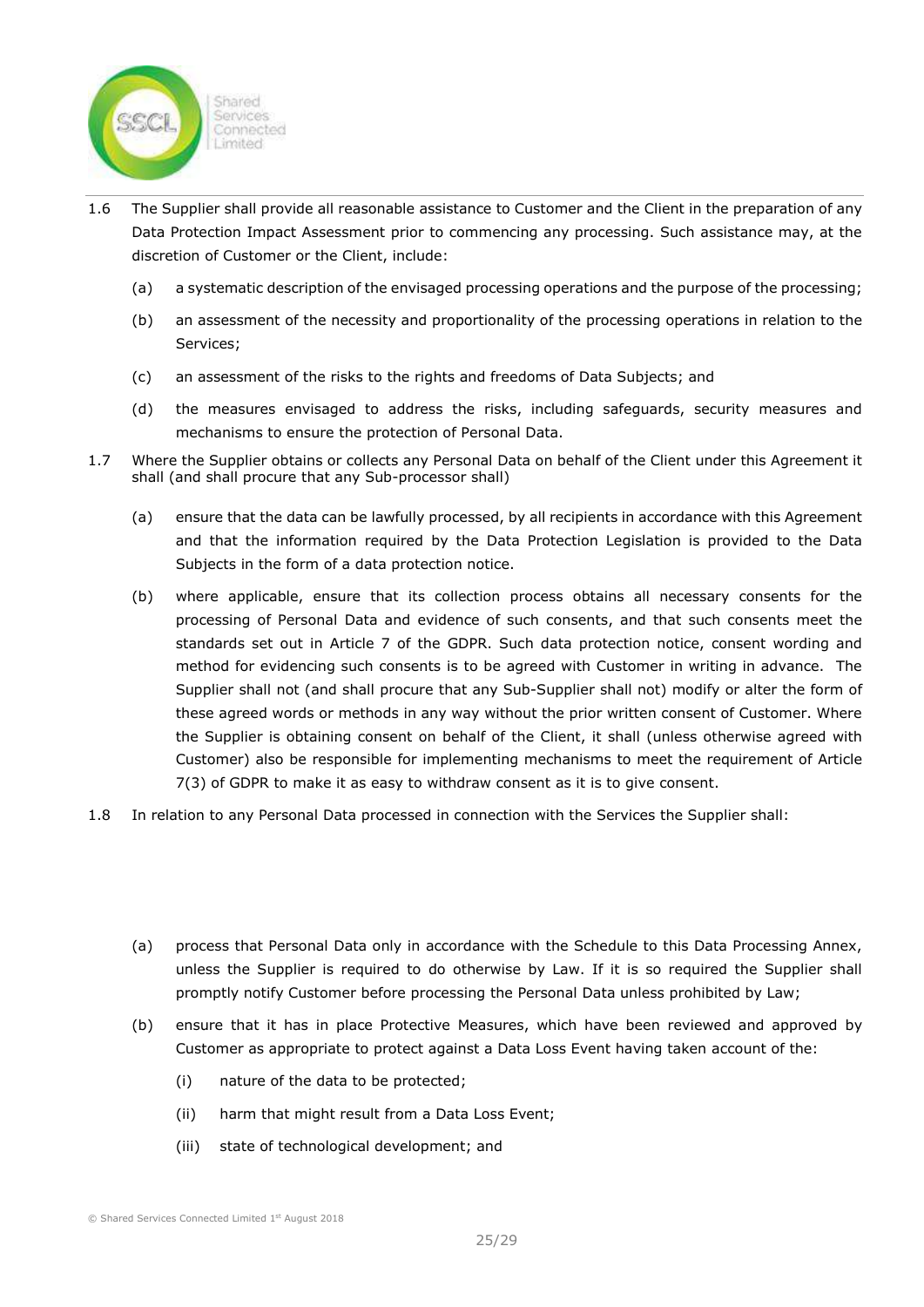1.6 The Supplier shall provide all reasonable assistance to Customer and the Client in the preparation of any Data Protection Impact Assessment prior to commencing any processing. Such assistance may, at the discretion of Customer or the Client, include:

   (a) a systematic description of the envisaged processing operations and the purpose of the processing;

   (b) an assessment of the necessity and proportionality of the processing operations in relation to the Services;

   (c) an assessment of the risks to the rights and freedoms of Data Subjects; and

   (d) the measures envisaged to address the risks, including safeguards, security measures and mechanisms to ensure the protection of Personal Data.

1.7 Where the Supplier obtains or collects any Personal Data on behalf of the Client under this Agreement it shall (and shall procure that any Sub-processor shall)

   (a) ensure that the data can be lawfully processed, by all recipients in accordance with this Agreement and that the information required by the Data Protection Legislation is provided to the Data Subjects in the form of a data protection notice.

   (b) where applicable, ensure that its collection process obtains all necessary consents for the processing of Personal Data and evidence of such consents, and that such consents meet the standards set out in Article 7 of the GDPR. Such data protection notice, consent wording and method for evidencing such consents is to be agreed with Customer in writing in advance. The Supplier shall not (and shall procure that any Sub-Supplier shall not) modify or alter the form of these agreed words or methods in any way without the prior written consent of Customer. Where the Supplier is obtaining consent on behalf of the Client, it shall (unless otherwise agreed with Customer) also be responsible for implementing mechanisms to meet the requirement of Article 7(3) of GDPR to make it as easy to withdraw consent as it is to give consent.

1.8 In relation to any Personal Data processed in connection with the Services the Supplier shall:

   (a) process that Personal Data only in accordance with the Schedule to this Data Processing Annex, unless the Supplier is required to do otherwise by Law. If it is so required the Supplier shall promptly notify Customer before processing the Personal Data unless prohibited by Law;

   (b) ensure that it has in place Protective Measures, which have been reviewed and approved by Customer as appropriate to protect against a Data Loss Event having taken account of the:

      (i) nature of the data to be protected;

      (ii) harm that might result from a Data Loss Event;

      (iii) state of technological development; and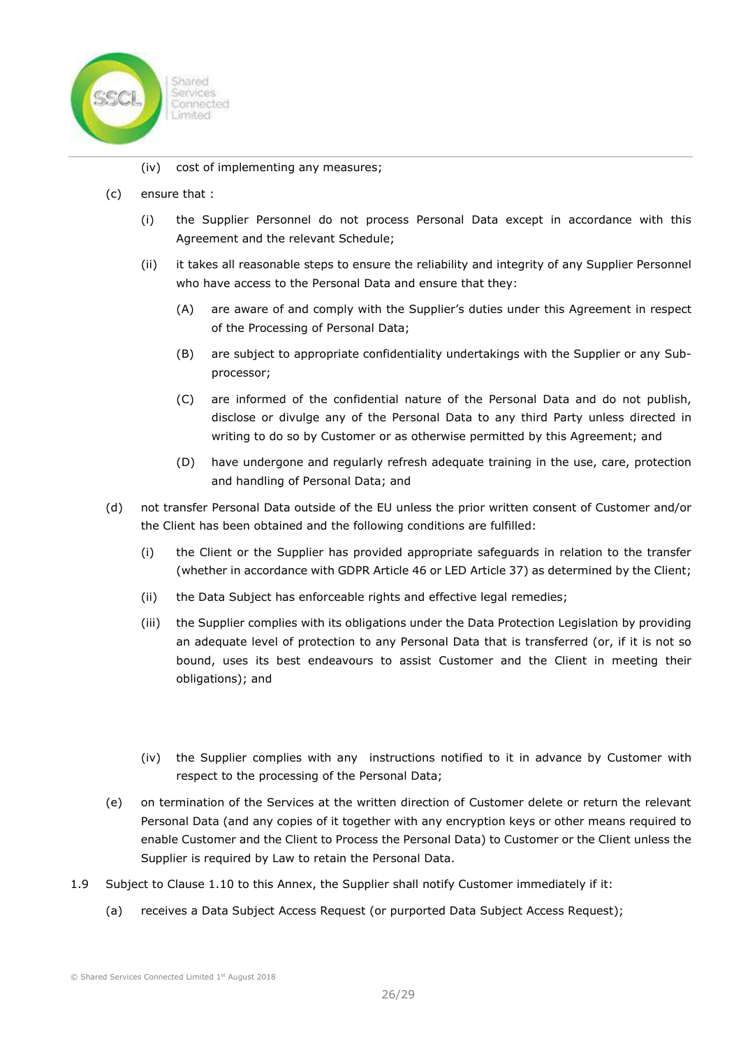(iv) cost of implementing any measures;

(c) ensure that :

(i) the Supplier Personnel do not process Personal Data except in accordance with this Agreement and the relevant Schedule;

(ii) it takes all reasonable steps to ensure the reliability and integrity of any Supplier Personnel who have access to the Personal Data and ensure that they:

(A) are aware of and comply with the Supplier's duties under this Agreement in respect of the Processing of Personal Data;

(B) are subject to appropriate confidentiality undertakings with the Supplier or any Sub-processor;

(C) are informed of the confidential nature of the Personal Data and do not publish, disclose or divulge any of the Personal Data to any third Party unless directed in writing to do so by Customer or as otherwise permitted by this Agreement; and

(D) have undergone and regularly refresh adequate training in the use, care, protection and handling of Personal Data; and

(d) not transfer Personal Data outside of the EU unless the prior written consent of Customer and/or the Client has been obtained and the following conditions are fulfilled:

(i) the Client or the Supplier has provided appropriate safeguards in relation to the transfer (whether in accordance with GDPR Article 46 or LED Article 37) as determined by the Client;

(ii) the Data Subject has enforceable rights and effective legal remedies;

(iii) the Supplier complies with its obligations under the Data Protection Legislation by providing an adequate level of protection to any Personal Data that is transferred (or, if it is not so bound, uses its best endeavours to assist Customer and the Client in meeting their obligations); and

(iv) the Supplier complies with any instructions notified to it in advance by Customer with respect to the processing of the Personal Data;

(e) on termination of the Services at the written direction of Customer delete or return the relevant Personal Data (and any copies of it together with any encryption keys or other means required to enable Customer and the Client to Process the Personal Data) to Customer or the Client unless the Supplier is required by Law to retain the Personal Data.

1.9 Subject to Clause 1.10 to this Annex, the Supplier shall notify Customer immediately if it:

(a) receives a Data Subject Access Request (or purported Data Subject Access Request);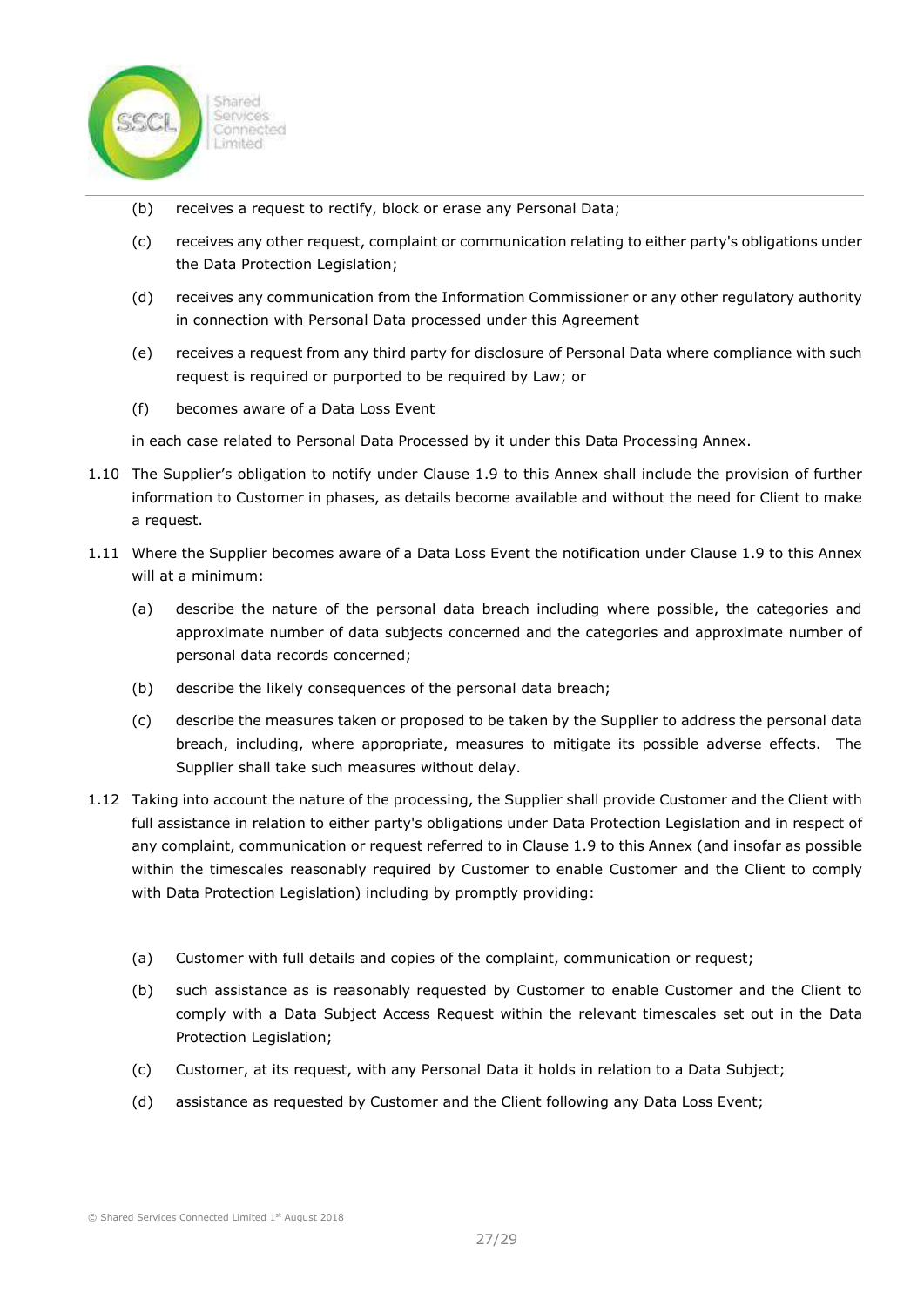(b) receives a request to rectify, block or erase any Personal Data;

(c) receives any other request, complaint or communication relating to either party's obligations under the Data Protection Legislation;

(d) receives any communication from the Information Commissioner or any other regulatory authority in connection with Personal Data processed under this Agreement

(e) receives a request from any third party for disclosure of Personal Data where compliance with such request is required or purported to be required by Law; or

(f) becomes aware of a Data Loss Event

in each case related to Personal Data Processed by it under this Data Processing Annex.

1.10 The Supplier's obligation to notify under Clause 1.9 to this Annex shall include the provision of further information to Customer in phases, as details become available and without the need for Client to make a request.

1.11 Where the Supplier becomes aware of a Data Loss Event the notification under Clause 1.9 to this Annex will at a minimum:

(a) describe the nature of the personal data breach including where possible, the categories and approximate number of data subjects concerned and the categories and approximate number of personal data records concerned;

(b) describe the likely consequences of the personal data breach;

(c) describe the measures taken or proposed to be taken by the Supplier to address the personal data breach, including, where appropriate, measures to mitigate its possible adverse effects. The Supplier shall take such measures without delay.

1.12 Taking into account the nature of the processing, the Supplier shall provide Customer and the Client with full assistance in relation to either party's obligations under Data Protection Legislation and in respect of any complaint, communication or request referred to in Clause 1.9 to this Annex (and insofar as possible within the timescales reasonably required by Customer to enable Customer and the Client to comply with Data Protection Legislation) including by promptly providing:

(a) Customer with full details and copies of the complaint, communication or request;

(b) such assistance as is reasonably requested by Customer to enable Customer and the Client to comply with a Data Subject Access Request within the relevant timescales set out in the Data Protection Legislation;

(c) Customer, at its request, with any Personal Data it holds in relation to a Data Subject;

(d) assistance as requested by Customer and the Client following any Data Loss Event;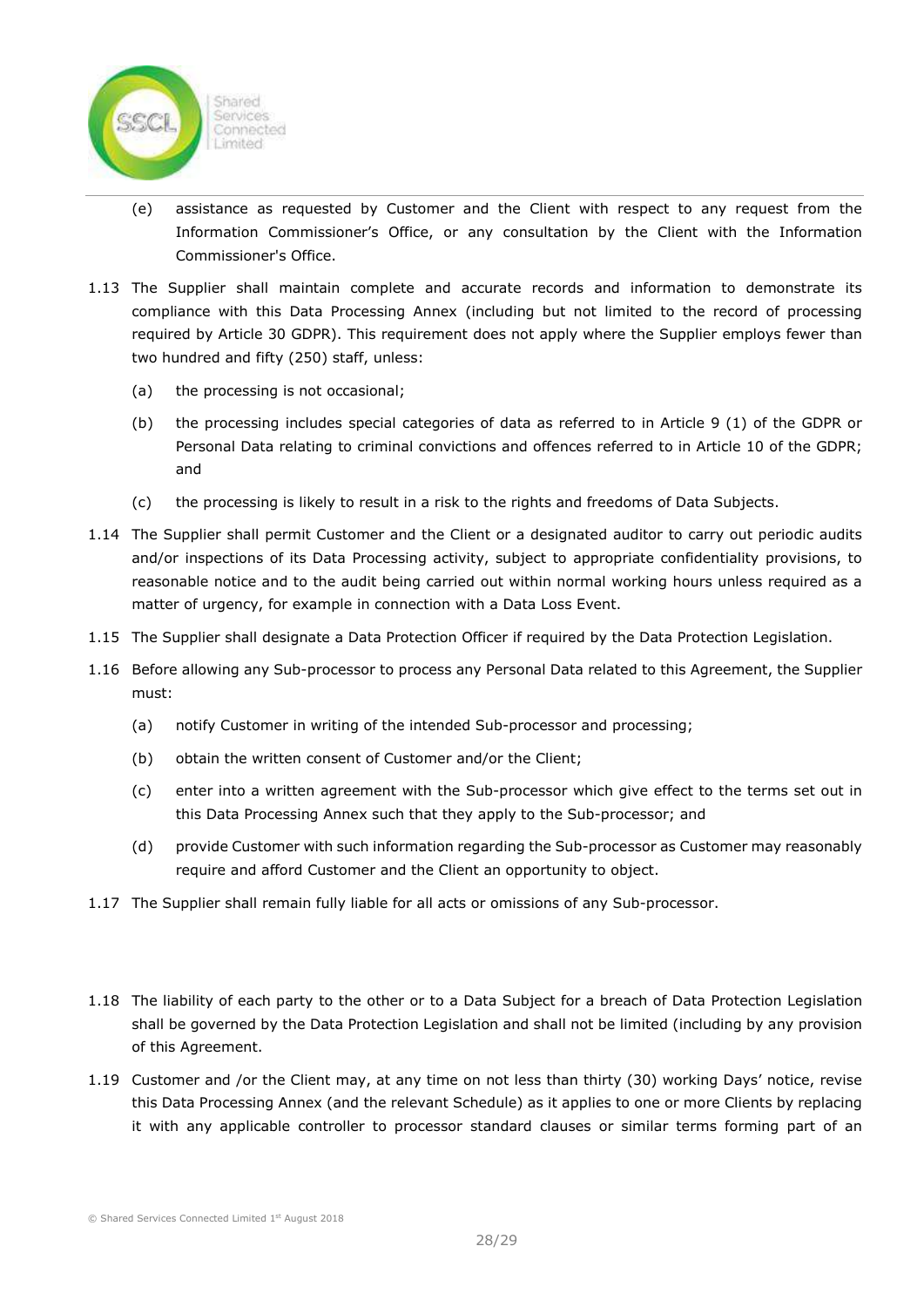(e) assistance as requested by Customer and the Client with respect to any request from the Information Commissioner's Office, or any consultation by the Client with the Information Commissioner's Office.

1.13 The Supplier shall maintain complete and accurate records and information to demonstrate its compliance with this Data Processing Annex (including but not limited to the record of processing required by Article 30 GDPR). This requirement does not apply where the Supplier employs fewer than two hundred and fifty (250) staff, unless:

(a) the processing is not occasional;

(b) the processing includes special categories of data as referred to in Article 9 (1) of the GDPR or Personal Data relating to criminal convictions and offences referred to in Article 10 of the GDPR; and

(c) the processing is likely to result in a risk to the rights and freedoms of Data Subjects.

1.14 The Supplier shall permit Customer and the Client or a designated auditor to carry out periodic audits and/or inspections of its Data Processing activity, subject to appropriate confidentiality provisions, to reasonable notice and to the audit being carried out within normal working hours unless required as a matter of urgency, for example in connection with a Data Loss Event.

1.15 The Supplier shall designate a Data Protection Officer if required by the Data Protection Legislation.

1.16 Before allowing any Sub-processor to process any Personal Data related to this Agreement, the Supplier must:

(a) notify Customer in writing of the intended Sub-processor and processing;

(b) obtain the written consent of Customer and/or the Client;

(c) enter into a written agreement with the Sub-processor which give effect to the terms set out in this Data Processing Annex such that they apply to the Sub-processor; and

(d) provide Customer with such information regarding the Sub-processor as Customer may reasonably require and afford Customer and the Client an opportunity to object.

1.17 The Supplier shall remain fully liable for all acts or omissions of any Sub-processor.

1.18 The liability of each party to the other or to a Data Subject for a breach of Data Protection Legislation shall be governed by the Data Protection Legislation and shall not be limited (including by any provision of this Agreement.

1.19 Customer and /or the Client may, at any time on not less than thirty (30) working Days' notice, revise this Data Processing Annex (and the relevant Schedule) as it applies to one or more Clients by replacing it with any applicable controller to processor standard clauses or similar terms forming part of an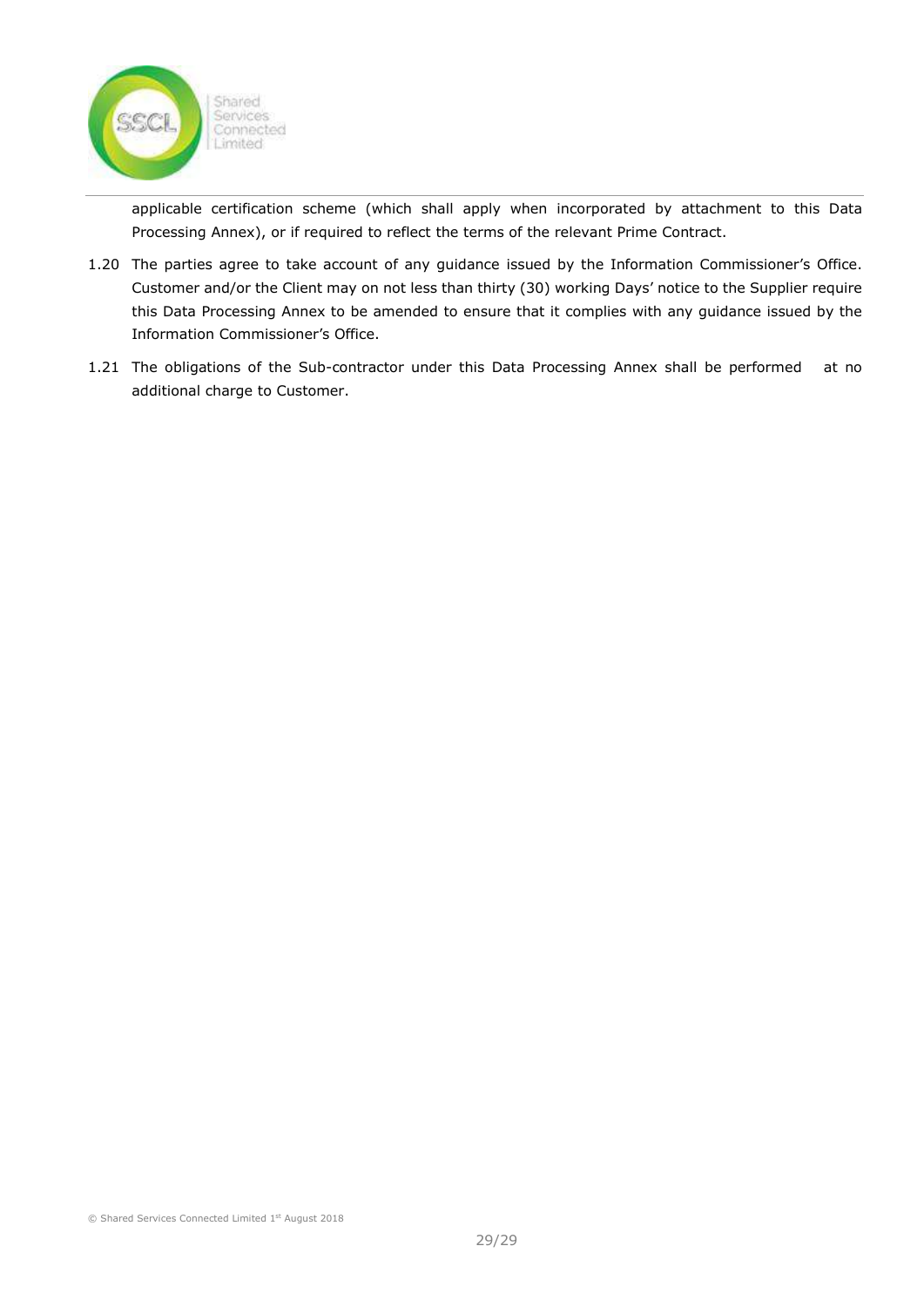applicable certification scheme (which shall apply when incorporated by attachment to this Data Processing Annex), or if required to reflect the terms of the relevant Prime Contract.

1.20 The parties agree to take account of any guidance issued by the Information Commissioner's Office. Customer and/or the Client may on not less than thirty (30) working Days' notice to the Supplier require this Data Processing Annex to be amended to ensure that it complies with any guidance issued by the Information Commissioner's Office.

1.21 The obligations of the Sub-contractor under this Data Processing Annex shall be performed at no additional charge to Customer.